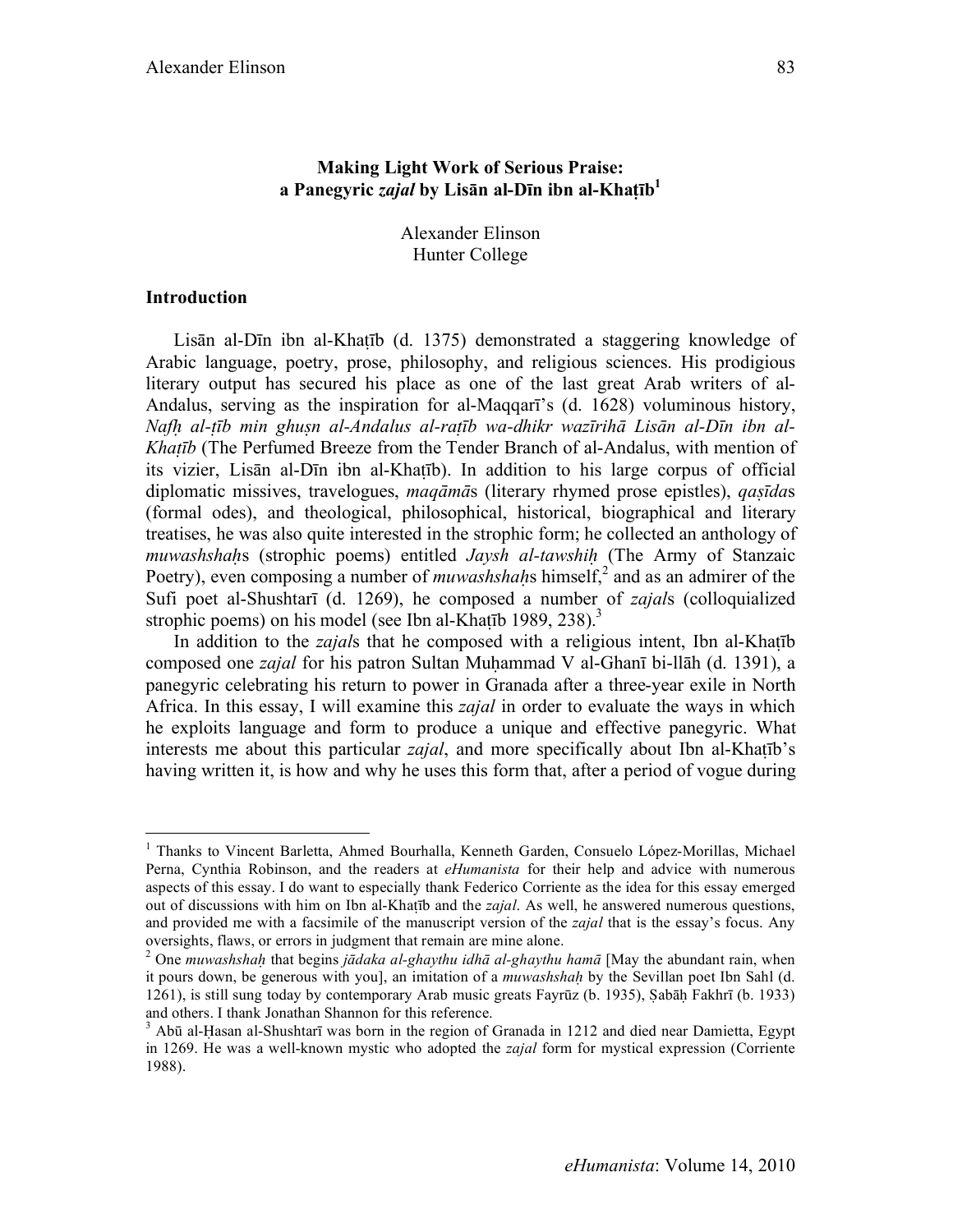# Making Light Work of Serious Praise: a Panegyric *zajal* by Lisān al-Dīn ibn al-Khaṭīb[1]

Alexander Elinson
Hunter College

## Introduction

Lisān al-Dīn ibn al-Khaṭīb (d. 1375) demonstrated a staggering knowledge of Arabic language, poetry, prose, philosophy, and religious sciences. His prodigious literary output has secured his place as one of the last great Arab writers of al-Andalus, serving as the inspiration for al-Maqqarī's (d. 1628) voluminous history, *Nafḥ al-ṭīb min ghuṣn al-Andalus al-raṭīb wa-dhikr wazīrihā Lisān al-Dīn ibn al-Khaṭīb* (The Perfumed Breeze from the Tender Branch of al-Andalus, with mention of its vizier, Lisān al-Dīn ibn al-Khaṭīb). In addition to his large corpus of official diplomatic missives, travelogues, *maqāmā*s (literary rhymed prose epistles), *qaṣīda*s (formal odes), and theological, philosophical, historical, biographical and literary treatises, he was also quite interested in the strophic form; he collected an anthology of *muwashshaḥ*s (strophic poems) entitled *Jaysh al-tawshiḥ* (The Army of Stanzaic Poetry), even composing a number of *muwashshaḥ*s himself,[2] and as an admirer of the Sufi poet al-Shushtarī (d. 1269), he composed a number of *zajal*s (colloquialized strophic poems) on his model (see Ibn al-Khaṭīb 1989, 238).[3]

In addition to the *zajal*s that he composed with a religious intent, Ibn al-Khaṭīb composed one *zajal* for his patron Sultan Muḥammad V al-Ghanī bi-llāh (d. 1391), a panegyric celebrating his return to power in Granada after a three-year exile in North Africa. In this essay, I will examine this *zajal* in order to evaluate the ways in which he exploits language and form to produce a unique and effective panegyric. What interests me about this particular *zajal*, and more specifically about Ibn al-Khaṭīb's having written it, is how and why he uses this form that, after a period of vogue during

---

[1] Thanks to Vincent Barletta, Ahmed Bourhalla, Kenneth Garden, Consuelo López-Morillas, Michael Perna, Cynthia Robinson, and the readers at *eHumanista* for their help and advice with numerous aspects of this essay. I do want to especially thank Federico Corriente as the idea for this essay emerged out of discussions with him on Ibn al-Khaṭīb and the *zajal*. As well, he answered numerous questions, and provided me with a facsimile of the manuscript version of the *zajal* that is the essay's focus. Any oversights, flaws, or errors in judgment that remain are mine alone.

[2] One *muwashshaḥ* that begins *jādaka al-ghaythu idhā al-ghaythu hamā* [May the abundant rain, when it pours down, be generous with you], an imitation of a *muwashshaḥ* by the Sevillan poet Ibn Sahl (d. 1261), is still sung today by contemporary Arab music greats Fayrūz (b. 1935), Ṣabāḥ Fakhrī (b. 1933) and others. I thank Jonathan Shannon for this reference.

[3] Abū al-Ḥasan al-Shushtarī was born in the region of Granada in 1212 and died near Damietta, Egypt in 1269. He was a well-known mystic who adopted the *zajal* form for mystical expression (Corriente 1988).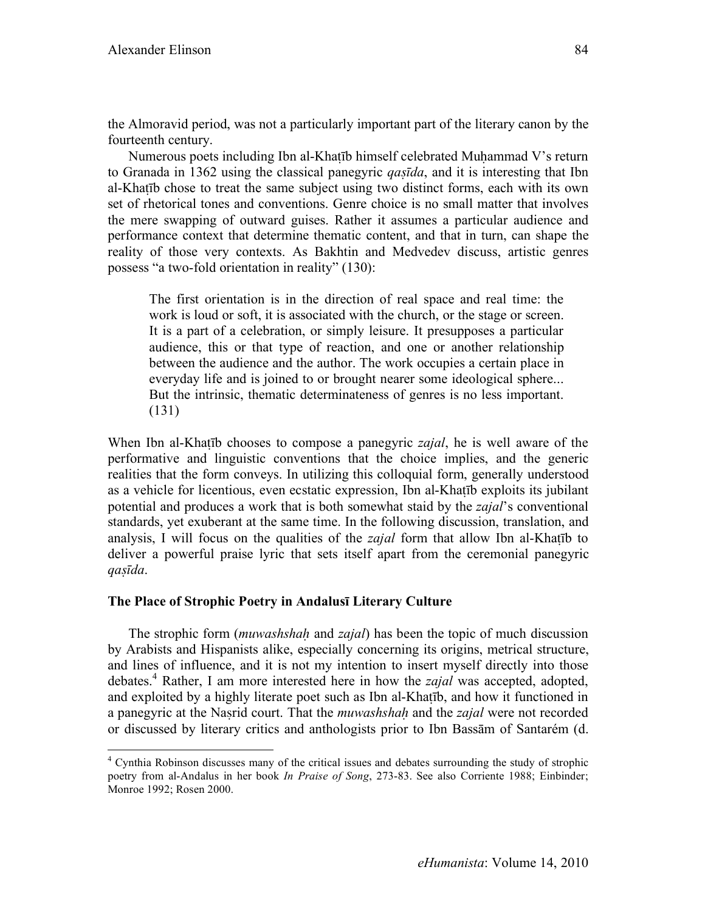the Almoravid period, was not a particularly important part of the literary canon by the fourteenth century.

Numerous poets including Ibn al-Khaṭīb himself celebrated Muḥammad V's return to Granada in 1362 using the classical panegyric *qaṣīda*, and it is interesting that Ibn al-Khaṭīb chose to treat the same subject using two distinct forms, each with its own set of rhetorical tones and conventions. Genre choice is no small matter that involves the mere swapping of outward guises. Rather it assumes a particular audience and performance context that determine thematic content, and that in turn, can shape the reality of those very contexts. As Bakhtin and Medvedev discuss, artistic genres possess "a two-fold orientation in reality" (130):

> The first orientation is in the direction of real space and real time: the work is loud or soft, it is associated with the church, or the stage or screen. It is a part of a celebration, or simply leisure. It presupposes a particular audience, this or that type of reaction, and one or another relationship between the audience and the author. The work occupies a certain place in everyday life and is joined to or brought nearer some ideological sphere... But the intrinsic, thematic determinateness of genres is no less important. (131)

When Ibn al-Khaṭīb chooses to compose a panegyric *zajal*, he is well aware of the performative and linguistic conventions that the choice implies, and the generic realities that the form conveys. In utilizing this colloquial form, generally understood as a vehicle for licentious, even ecstatic expression, Ibn al-Khaṭīb exploits its jubilant potential and produces a work that is both somewhat staid by the *zajal*'s conventional standards, yet exuberant at the same time. In the following discussion, translation, and analysis, I will focus on the qualities of the *zajal* form that allow Ibn al-Khaṭīb to deliver a powerful praise lyric that sets itself apart from the ceremonial panegyric *qaṣīda*.

## The Place of Strophic Poetry in Andalusī Literary Culture

The strophic form (*muwashshaḥ* and *zajal*) has been the topic of much discussion by Arabists and Hispanists alike, especially concerning its origins, metrical structure, and lines of influence, and it is not my intention to insert myself directly into those debates.[4] Rather, I am more interested here in how the *zajal* was accepted, adopted, and exploited by a highly literate poet such as Ibn al-Khaṭīb, and how it functioned in a panegyric at the Naṣrid court. That the *muwashshaḥ* and the *zajal* were not recorded or discussed by literary critics and anthologists prior to Ibn Bassām of Santarém (d.

[4] Cynthia Robinson discusses many of the critical issues and debates surrounding the study of strophic poetry from al-Andalus in her book *In Praise of Song*, 273-83. See also Corriente 1988; Einbinder; Monroe 1992; Rosen 2000.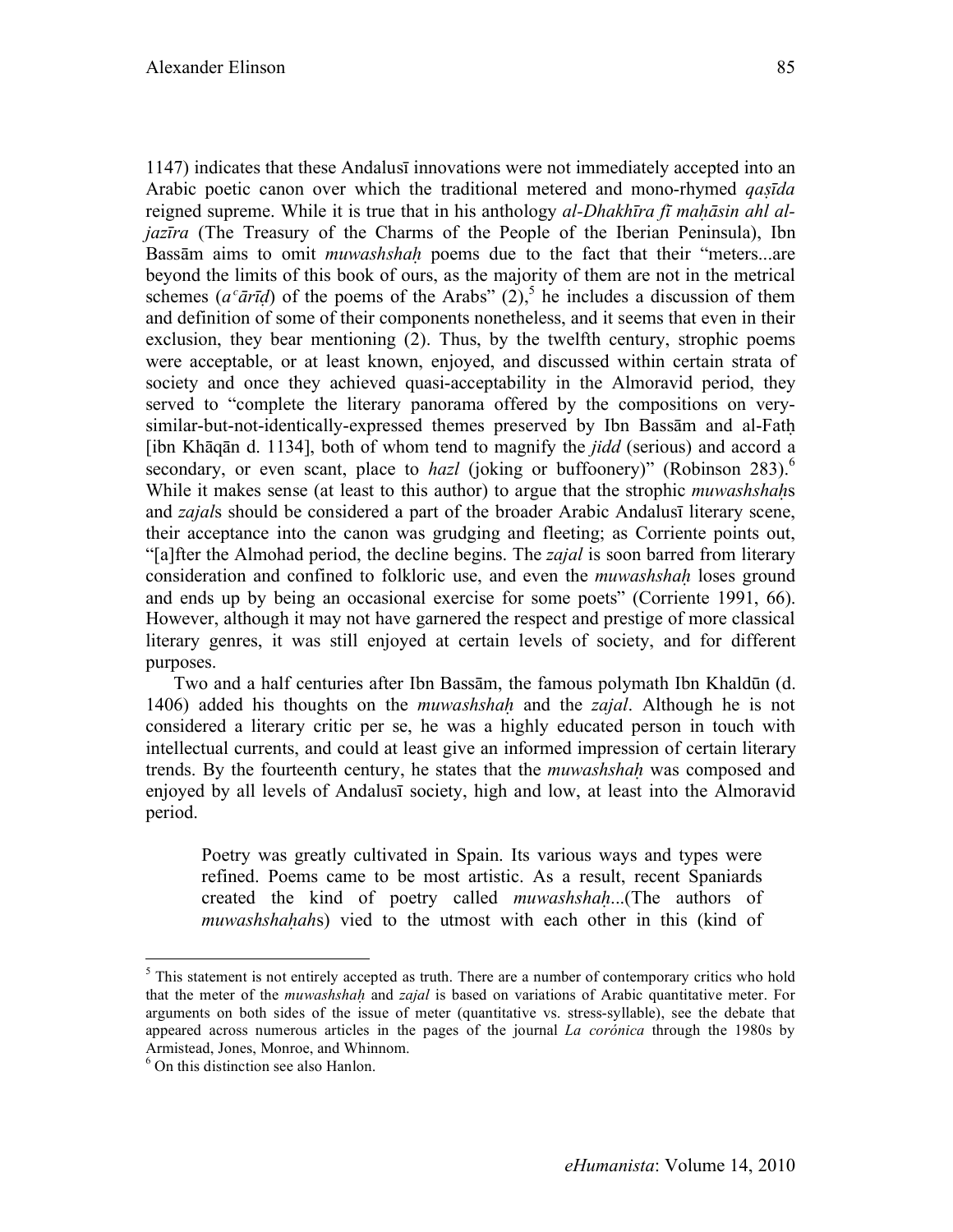1147) indicates that these Andalusī innovations were not immediately accepted into an Arabic poetic canon over which the traditional metered and mono-rhymed *qaṣīda* reigned supreme. While it is true that in his anthology *al-Dhakhīra fī maḥāsin ahl al-jazīra* (The Treasury of the Charms of the People of the Iberian Peninsula), Ibn Bassām aims to omit *muwashshaḥ* poems due to the fact that their "meters...are beyond the limits of this book of ours, as the majority of them are not in the metrical schemes (*aʿārīḍ*) of the poems of the Arabs" (2),[5] he includes a discussion of them and definition of some of their components nonetheless, and it seems that even in their exclusion, they bear mentioning (2). Thus, by the twelfth century, strophic poems were acceptable, or at least known, enjoyed, and discussed within certain strata of society and once they achieved quasi-acceptability in the Almoravid period, they served to "complete the literary panorama offered by the compositions on very-similar-but-not-identically-expressed themes preserved by Ibn Bassām and al-Fatḥ [ibn Khāqān d. 1134], both of whom tend to magnify the *jidd* (serious) and accord a secondary, or even scant, place to *hazl* (joking or buffoonery)" (Robinson 283).[6] While it makes sense (at least to this author) to argue that the strophic *muwashshaḥ*s and *zajal*s should be considered a part of the broader Arabic Andalusī literary scene, their acceptance into the canon was grudging and fleeting; as Corriente points out, "[a]fter the Almohad period, the decline begins. The *zajal* is soon barred from literary consideration and confined to folkloric use, and even the *muwashshaḥ* loses ground and ends up by being an occasional exercise for some poets" (Corriente 1991, 66). However, although it may not have garnered the respect and prestige of more classical literary genres, it was still enjoyed at certain levels of society, and for different purposes.

Two and a half centuries after Ibn Bassām, the famous polymath Ibn Khaldūn (d. 1406) added his thoughts on the *muwashshaḥ* and the *zajal*. Although he is not considered a literary critic per se, he was a highly educated person in touch with intellectual currents, and could at least give an informed impression of certain literary trends. By the fourteenth century, he states that the *muwashshaḥ* was composed and enjoyed by all levels of Andalusī society, high and low, at least into the Almoravid period.

> Poetry was greatly cultivated in Spain. Its various ways and types were refined. Poems came to be most artistic. As a result, recent Spaniards created the kind of poetry called *muwashshaḥ*...(The authors of *muwashshaḥah*s) vied to the utmost with each other in this (kind of

---

[5] This statement is not entirely accepted as truth. There are a number of contemporary critics who hold that the meter of the *muwashshaḥ* and *zajal* is based on variations of Arabic quantitative meter. For arguments on both sides of the issue of meter (quantitative vs. stress-syllable), see the debate that appeared across numerous articles in the pages of the journal *La corónica* through the 1980s by Armistead, Jones, Monroe, and Whinnom.

[6] On this distinction see also Hanlon.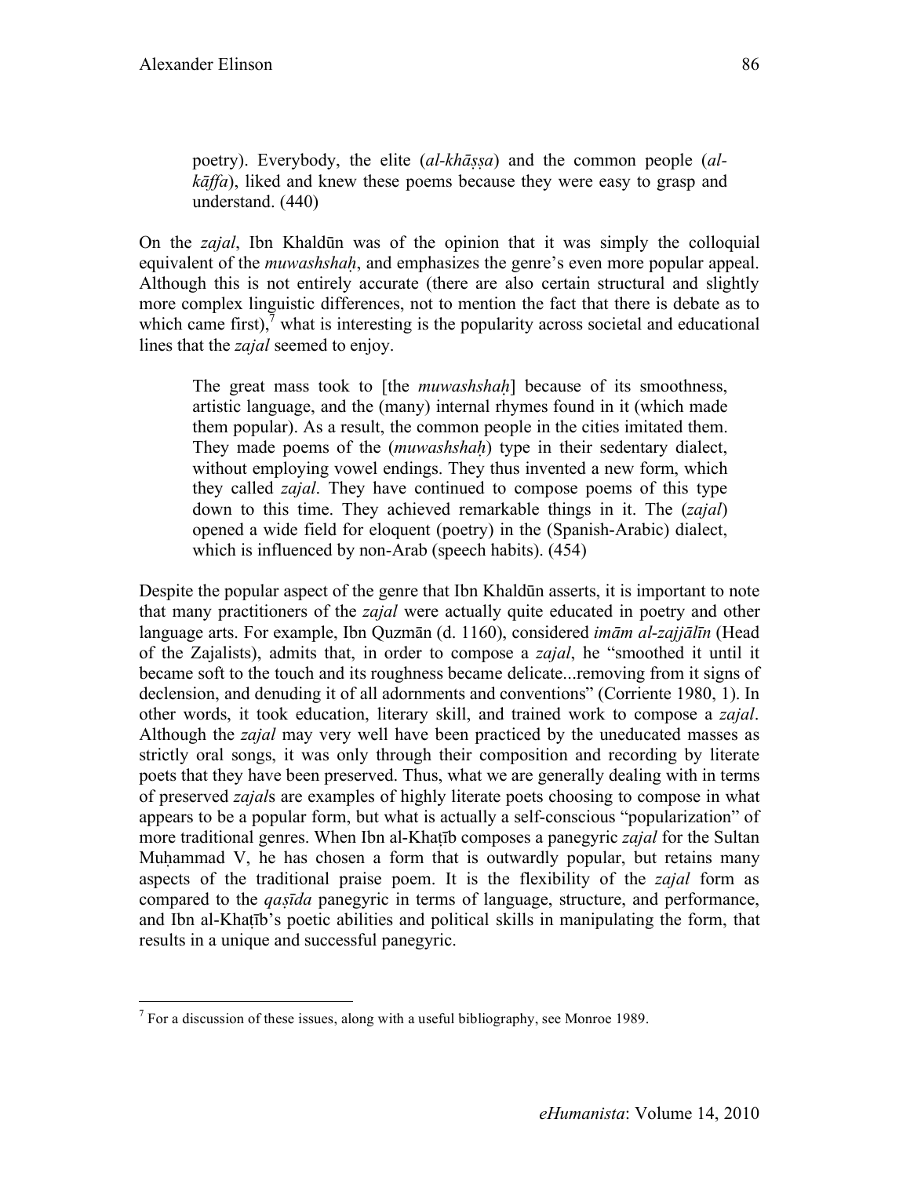> poetry). Everybody, the elite (*al-khāṣṣa*) and the common people (*al-kāffa*), liked and knew these poems because they were easy to grasp and understand. (440)

On the *zajal*, Ibn Khaldūn was of the opinion that it was simply the colloquial equivalent of the *muwashshaḥ*, and emphasizes the genre's even more popular appeal. Although this is not entirely accurate (there are also certain structural and slightly more complex linguistic differences, not to mention the fact that there is debate as to which came first),[7] what is interesting is the popularity across societal and educational lines that the *zajal* seemed to enjoy.

> The great mass took to [the *muwashshaḥ*] because of its smoothness, artistic language, and the (many) internal rhymes found in it (which made them popular). As a result, the common people in the cities imitated them. They made poems of the (*muwashshaḥ*) type in their sedentary dialect, without employing vowel endings. They thus invented a new form, which they called *zajal*. They have continued to compose poems of this type down to this time. They achieved remarkable things in it. The (*zajal*) opened a wide field for eloquent (poetry) in the (Spanish-Arabic) dialect, which is influenced by non-Arab (speech habits). (454)

Despite the popular aspect of the genre that Ibn Khaldūn asserts, it is important to note that many practitioners of the *zajal* were actually quite educated in poetry and other language arts. For example, Ibn Quzmān (d. 1160), considered *imām al-zajjālīn* (Head of the Zajalists), admits that, in order to compose a *zajal*, he "smoothed it until it became soft to the touch and its roughness became delicate...removing from it signs of declension, and denuding it of all adornments and conventions" (Corriente 1980, 1). In other words, it took education, literary skill, and trained work to compose a *zajal*. Although the *zajal* may very well have been practiced by the uneducated masses as strictly oral songs, it was only through their composition and recording by literate poets that they have been preserved. Thus, what we are generally dealing with in terms of preserved *zajal*s are examples of highly literate poets choosing to compose in what appears to be a popular form, but what is actually a self-conscious "popularization" of more traditional genres. When Ibn al-Khaṭīb composes a panegyric *zajal* for the Sultan Muḥammad V, he has chosen a form that is outwardly popular, but retains many aspects of the traditional praise poem. It is the flexibility of the *zajal* form as compared to the *qaṣīda* panegyric in terms of language, structure, and performance, and Ibn al-Khaṭīb's poetic abilities and political skills in manipulating the form, that results in a unique and successful panegyric.

[7] For a discussion of these issues, along with a useful bibliography, see Monroe 1989.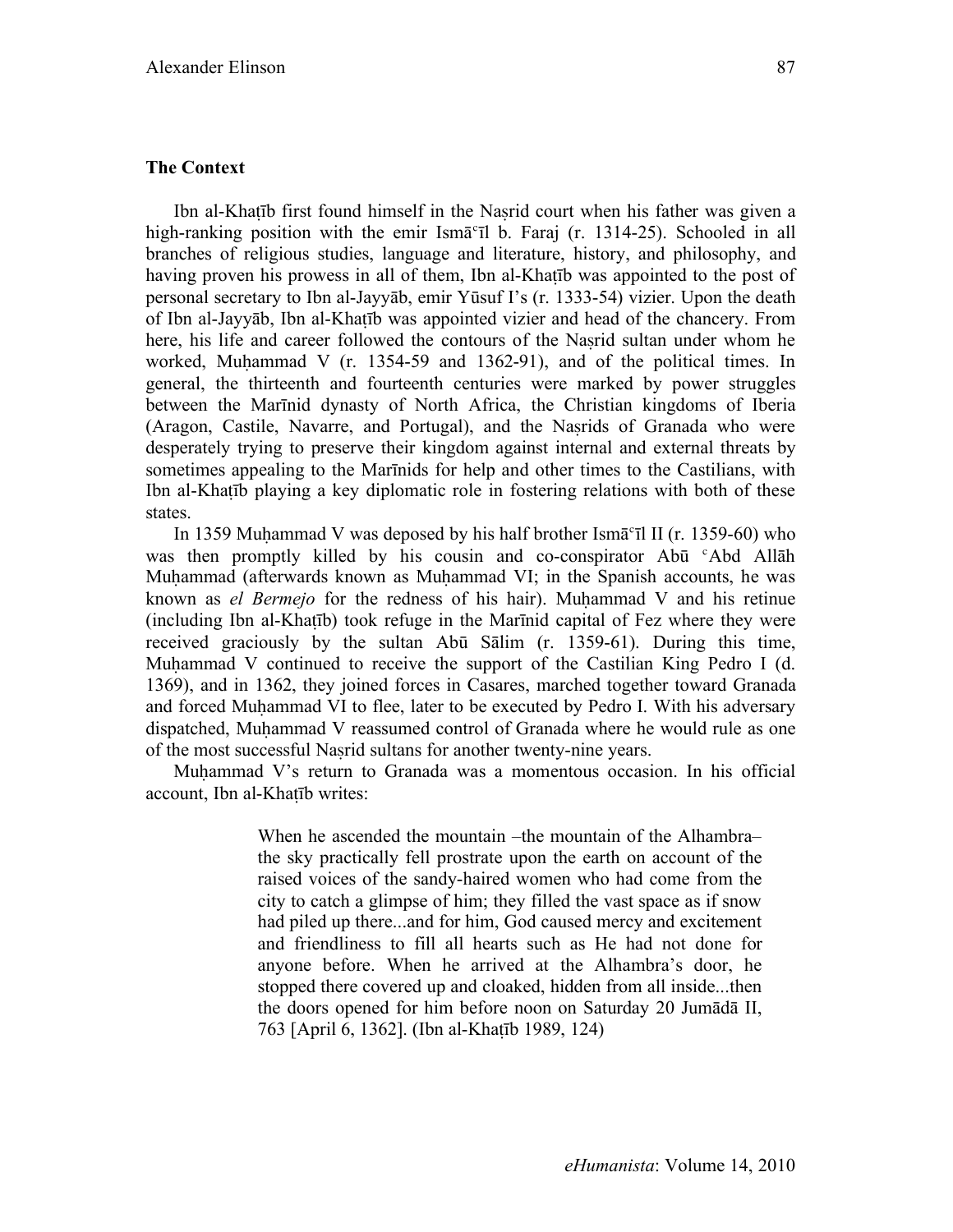### The Context

Ibn al-Khaṭīb first found himself in the Naṣrid court when his father was given a high-ranking position with the emir Ismāʿīl b. Faraj (r. 1314-25). Schooled in all branches of religious studies, language and literature, history, and philosophy, and having proven his prowess in all of them, Ibn al-Khaṭīb was appointed to the post of personal secretary to Ibn al-Jayyāb, emir Yūsuf I's (r. 1333-54) vizier. Upon the death of Ibn al-Jayyāb, Ibn al-Khaṭīb was appointed vizier and head of the chancery. From here, his life and career followed the contours of the Naṣrid sultan under whom he worked, Muḥammad V (r. 1354-59 and 1362-91), and of the political times. In general, the thirteenth and fourteenth centuries were marked by power struggles between the Marīnid dynasty of North Africa, the Christian kingdoms of Iberia (Aragon, Castile, Navarre, and Portugal), and the Naṣrids of Granada who were desperately trying to preserve their kingdom against internal and external threats by sometimes appealing to the Marīnids for help and other times to the Castilians, with Ibn al-Khaṭīb playing a key diplomatic role in fostering relations with both of these states.

In 1359 Muḥammad V was deposed by his half brother Ismāʿīl II (r. 1359-60) who was then promptly killed by his cousin and co-conspirator Abū ʿAbd Allāh Muḥammad (afterwards known as Muḥammad VI; in the Spanish accounts, he was known as *el Bermejo* for the redness of his hair). Muḥammad V and his retinue (including Ibn al-Khaṭīb) took refuge in the Marīnid capital of Fez where they were received graciously by the sultan Abū Sālim (r. 1359-61). During this time, Muḥammad V continued to receive the support of the Castilian King Pedro I (d. 1369), and in 1362, they joined forces in Casares, marched together toward Granada and forced Muḥammad VI to flee, later to be executed by Pedro I. With his adversary dispatched, Muḥammad V reassumed control of Granada where he would rule as one of the most successful Naṣrid sultans for another twenty-nine years.

Muḥammad V's return to Granada was a momentous occasion. In his official account, Ibn al-Khaṭīb writes:

> When he ascended the mountain –the mountain of the Alhambra– the sky practically fell prostrate upon the earth on account of the raised voices of the sandy-haired women who had come from the city to catch a glimpse of him; they filled the vast space as if snow had piled up there...and for him, God caused mercy and excitement and friendliness to fill all hearts such as He had not done for anyone before. When he arrived at the Alhambra's door, he stopped there covered up and cloaked, hidden from all inside...then the doors opened for him before noon on Saturday 20 Jumādā II, 763 [April 6, 1362]. (Ibn al-Khaṭīb 1989, 124)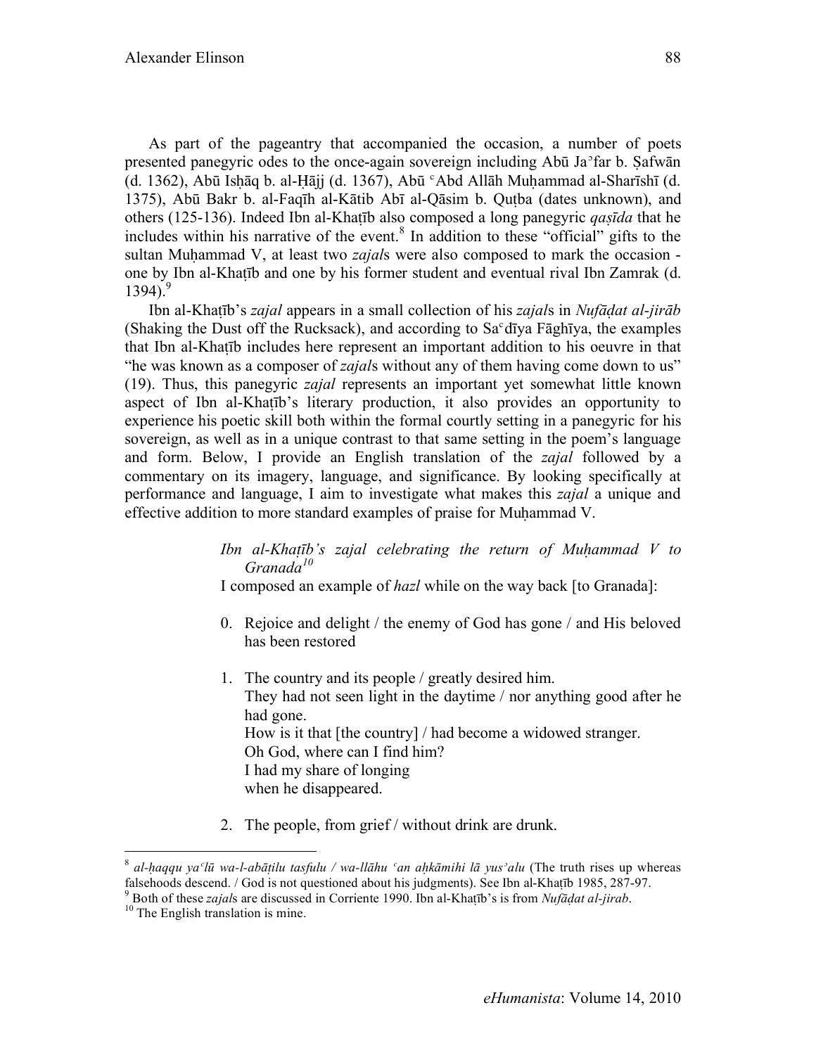As part of the pageantry that accompanied the occasion, a number of poets presented panegyric odes to the once-again sovereign including Abū Jaʾfar b. Ṣafwān (d. 1362), Abū Isḥāq b. al-Ḥājj (d. 1367), Abū ʿAbd Allāh Muḥammad al-Sharīshī (d. 1375), Abū Bakr b. al-Faqīh al-Kātib Abī al-Qāsim b. Quṭba (dates unknown), and others (125-136). Indeed Ibn al-Khaṭīb also composed a long panegyric *qaṣīda* that he includes within his narrative of the event.[8] In addition to these "official" gifts to the sultan Muḥammad V, at least two *zajal*s were also composed to mark the occasion - one by Ibn al-Khaṭīb and one by his former student and eventual rival Ibn Zamrak (d. 1394).[9]

Ibn al-Khaṭīb's *zajal* appears in a small collection of his *zajal*s in *Nufāḍat al-jirāb* (Shaking the Dust off the Rucksack), and according to Saʿdīya Fāghīya, the examples that Ibn al-Khaṭīb includes here represent an important addition to his oeuvre in that "he was known as a composer of *zajal*s without any of them having come down to us" (19). Thus, this panegyric *zajal* represents an important yet somewhat little known aspect of Ibn al-Khaṭīb's literary production, it also provides an opportunity to experience his poetic skill both within the formal courtly setting in a panegyric for his sovereign, as well as in a unique contrast to that same setting in the poem's language and form. Below, I provide an English translation of the *zajal* followed by a commentary on its imagery, language, and significance. By looking specifically at performance and language, I aim to investigate what makes this *zajal* a unique and effective addition to more standard examples of praise for Muḥammad V.

> *Ibn al-Khaṭīb's zajal celebrating the return of Muḥammad V to Granada*[10]
>
> I composed an example of *hazl* while on the way back [to Granada]:
>
> 0. Rejoice and delight / the enemy of God has gone / and His beloved has been restored
>
> 1. The country and its people / greatly desired him.
> They had not seen light in the daytime / nor anything good after he had gone.
> How is it that [the country] / had become a widowed stranger.
> Oh God, where can I find him?
> I had my share of longing
> when he disappeared.
>
> 2. The people, from grief / without drink are drunk.

---

[8] *al-ḥaqqu yaʿlū wa-l-abāṭilu tasfulu / wa-llāhu ʿan aḥkāmihi lā yusʾalu* (The truth rises up whereas falsehoods descend. / God is not questioned about his judgments). See Ibn al-Khaṭīb 1985, 287-97.

[9] Both of these *zajal*s are discussed in Corriente 1990. Ibn al-Khaṭīb's is from *Nufāḍat al-jirab*.

[10] The English translation is mine.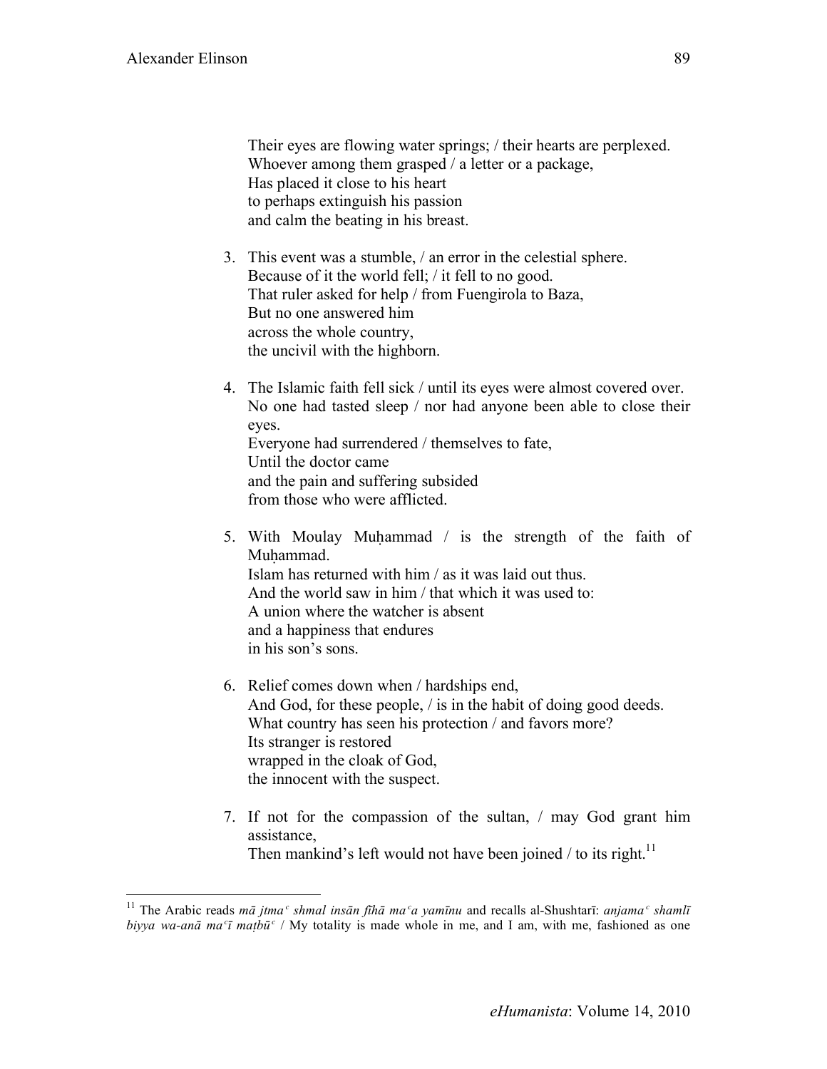Their eyes are flowing water springs; / their hearts are perplexed.  
Whoever among them grasped / a letter or a package,  
Has placed it close to his heart  
to perhaps extinguish his passion  
and calm the beating in his breast.

3. This event was a stumble, / an error in the celestial sphere.  
   Because of it the world fell; / it fell to no good.  
   That ruler asked for help / from Fuengirola to Baza,  
   But no one answered him  
   across the whole country,  
   the uncivil with the highborn.

4. The Islamic faith fell sick / until its eyes were almost covered over.  
   No one had tasted sleep / nor had anyone been able to close their eyes.  
   Everyone had surrendered / themselves to fate,  
   Until the doctor came  
   and the pain and suffering subsided  
   from those who were afflicted.

5. With Moulay Muḥammad / is the strength of the faith of Muḥammad.  
   Islam has returned with him / as it was laid out thus.  
   And the world saw in him / that which it was used to:  
   A union where the watcher is absent  
   and a happiness that endures  
   in his son's sons.

6. Relief comes down when / hardships end,  
   And God, for these people, / is in the habit of doing good deeds.  
   What country has seen his protection / and favors more?  
   Its stranger is restored  
   wrapped in the cloak of God,  
   the innocent with the suspect.

7. If not for the compassion of the sultan, / may God grant him assistance,  
   Then mankind's left would not have been joined / to its right.[11]

---

[11] The Arabic reads *mā jtmaᶜ shmal insān fīhā maᶜa yamīnu* and recalls al-Shushtarī: *anjamaᶜ shamlī biyya wa-anā maᶜī maṭbūᶜ* / My totality is made whole in me, and I am, with me, fashioned as one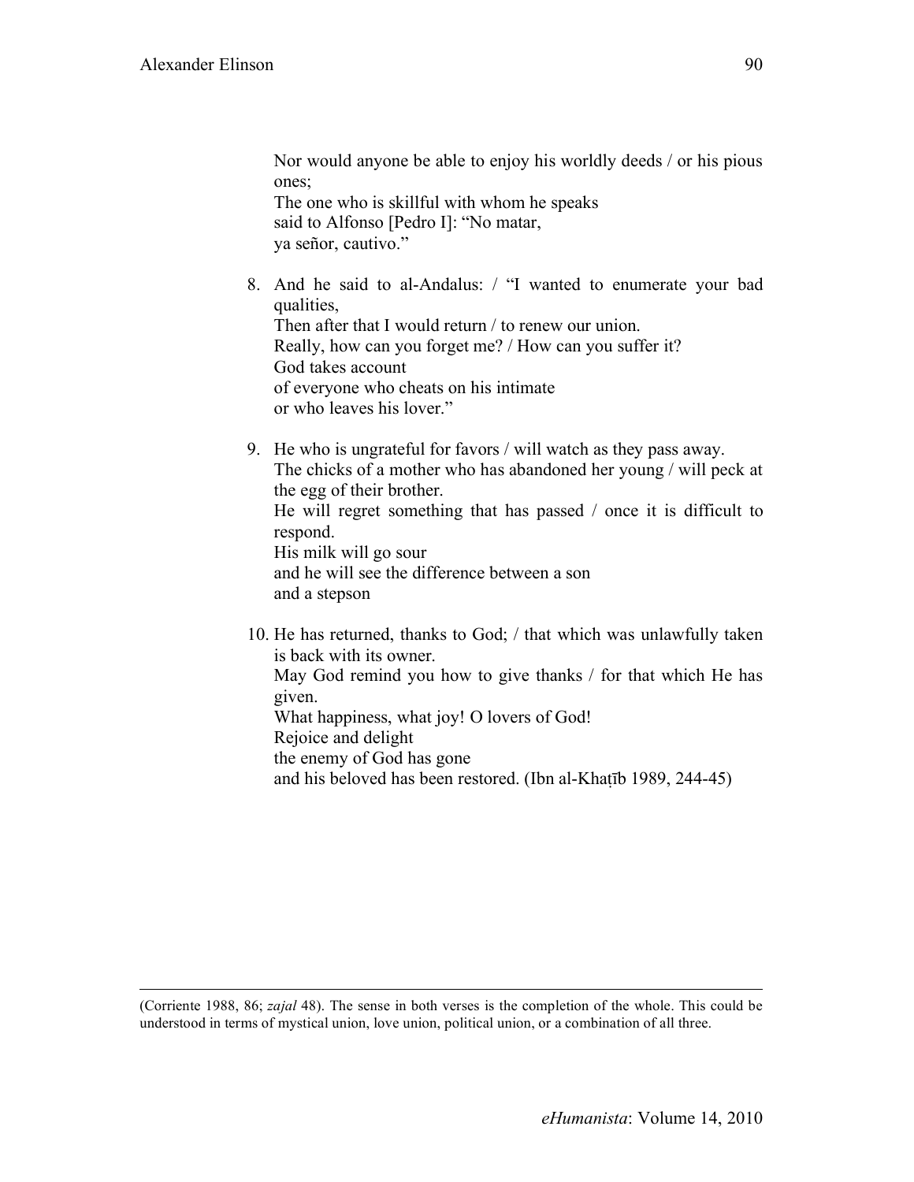Nor would anyone be able to enjoy his worldly deeds / or his pious ones;  
The one who is skillful with whom he speaks  
said to Alfonso [Pedro I]: "No matar,  
ya señor, cautivo."

8. And he said to al-Andalus: / "I wanted to enumerate your bad qualities,  
   Then after that I would return / to renew our union.  
   Really, how can you forget me? / How can you suffer it?  
   God takes account  
   of everyone who cheats on his intimate  
   or who leaves his lover."

9. He who is ungrateful for favors / will watch as they pass away.  
   The chicks of a mother who has abandoned her young / will peck at the egg of their brother.  
   He will regret something that has passed / once it is difficult to respond.  
   His milk will go sour  
   and he will see the difference between a son  
   and a stepson

10. He has returned, thanks to God; / that which was unlawfully taken is back with its owner.  
    May God remind you how to give thanks / for that which He has given.  
    What happiness, what joy! O lovers of God!  
    Rejoice and delight  
    the enemy of God has gone  
    and his beloved has been restored. (Ibn al-Khaṭīb 1989, 244-45)

---

(Corriente 1988, 86; *zajal* 48). The sense in both verses is the completion of the whole. This could be understood in terms of mystical union, love union, political union, or a combination of all three.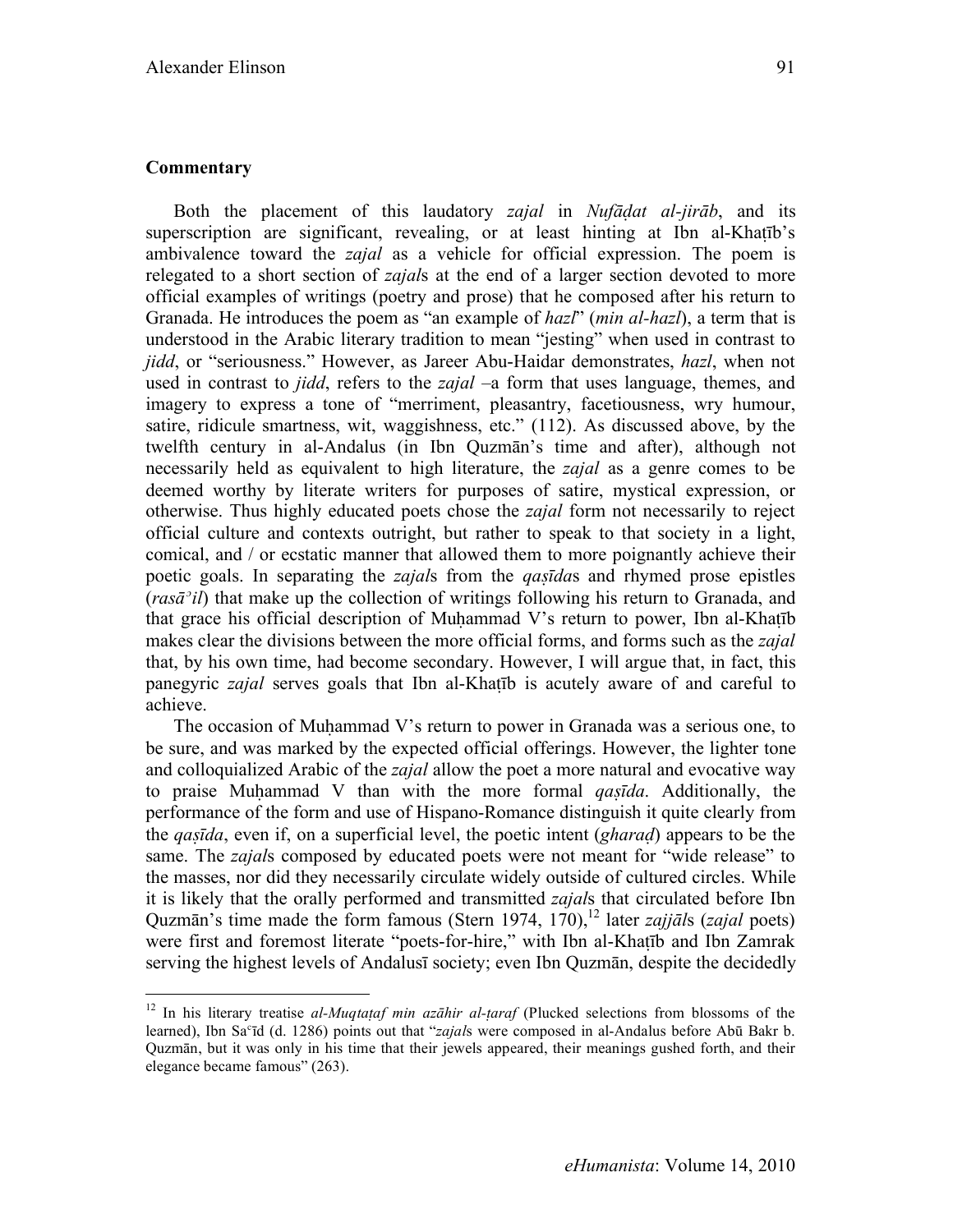## Commentary

Both the placement of this laudatory *zajal* in *Nufāḍat al-jirāb*, and its superscription are significant, revealing, or at least hinting at Ibn al-Khaṭīb's ambivalence toward the *zajal* as a vehicle for official expression. The poem is relegated to a short section of *zajal*s at the end of a larger section devoted to more official examples of writings (poetry and prose) that he composed after his return to Granada. He introduces the poem as "an example of *hazl*" (*min al-hazl*), a term that is understood in the Arabic literary tradition to mean "jesting" when used in contrast to *jidd*, or "seriousness." However, as Jareer Abu-Haidar demonstrates, *hazl*, when not used in contrast to *jidd*, refers to the *zajal* –a form that uses language, themes, and imagery to express a tone of "merriment, pleasantry, facetiousness, wry humour, satire, ridicule smartness, wit, waggishness, etc." (112). As discussed above, by the twelfth century in al-Andalus (in Ibn Quzmān's time and after), although not necessarily held as equivalent to high literature, the *zajal* as a genre comes to be deemed worthy by literate writers for purposes of satire, mystical expression, or otherwise. Thus highly educated poets chose the *zajal* form not necessarily to reject official culture and contexts outright, but rather to speak to that society in a light, comical, and / or ecstatic manner that allowed them to more poignantly achieve their poetic goals. In separating the *zajal*s from the *qaṣīda*s and rhymed prose epistles (*rasāʾil*) that make up the collection of writings following his return to Granada, and that grace his official description of Muḥammad V's return to power, Ibn al-Khaṭīb makes clear the divisions between the more official forms, and forms such as the *zajal* that, by his own time, had become secondary. However, I will argue that, in fact, this panegyric *zajal* serves goals that Ibn al-Khaṭīb is acutely aware of and careful to achieve.

The occasion of Muḥammad V's return to power in Granada was a serious one, to be sure, and was marked by the expected official offerings. However, the lighter tone and colloquialized Arabic of the *zajal* allow the poet a more natural and evocative way to praise Muḥammad V than with the more formal *qaṣīda*. Additionally, the performance of the form and use of Hispano-Romance distinguish it quite clearly from the *qaṣīda*, even if, on a superficial level, the poetic intent (*gharaḍ*) appears to be the same. The *zajal*s composed by educated poets were not meant for "wide release" to the masses, nor did they necessarily circulate widely outside of cultured circles. While it is likely that the orally performed and transmitted *zajal*s that circulated before Ibn Quzmān's time made the form famous (Stern 1974, 170),[12] later *zajjāl*s (*zajal* poets) were first and foremost literate "poets-for-hire," with Ibn al-Khaṭīb and Ibn Zamrak serving the highest levels of Andalusī society; even Ibn Quzmān, despite the decidedly

---

[12] In his literary treatise *al-Muqtaṭaf min azāhir al-ṭaraf* (Plucked selections from blossoms of the learned), Ibn Saʿīd (d. 1286) points out that "*zajal*s were composed in al-Andalus before Abū Bakr b. Quzmān, but it was only in his time that their jewels appeared, their meanings gushed forth, and their elegance became famous" (263).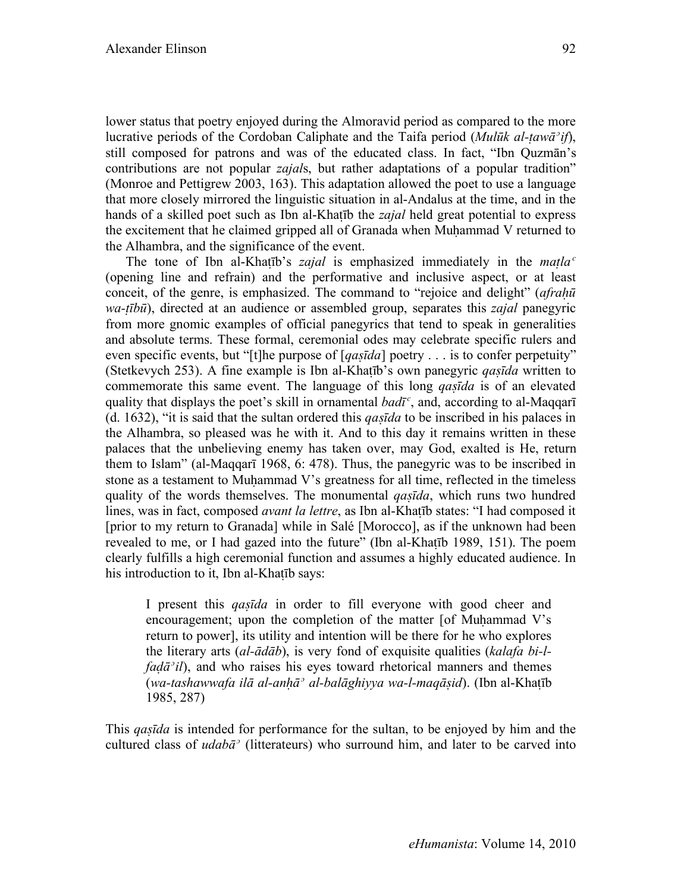lower status that poetry enjoyed during the Almoravid period as compared to the more lucrative periods of the Cordoban Caliphate and the Taifa period (*Mulūk al-ṭawāʾif*), still composed for patrons and was of the educated class. In fact, "Ibn Quzmān's contributions are not popular *zajal*s, but rather adaptations of a popular tradition" (Monroe and Pettigrew 2003, 163). This adaptation allowed the poet to use a language that more closely mirrored the linguistic situation in al-Andalus at the time, and in the hands of a skilled poet such as Ibn al-Khaṭīb the *zajal* held great potential to express the excitement that he claimed gripped all of Granada when Muḥammad V returned to the Alhambra, and the significance of the event.

The tone of Ibn al-Khaṭīb's *zajal* is emphasized immediately in the *maṭlaʿ* (opening line and refrain) and the performative and inclusive aspect, or at least conceit, of the genre, is emphasized. The command to "rejoice and delight" (*afraḥū wa-ṭībū*), directed at an audience or assembled group, separates this *zajal* panegyric from more gnomic examples of official panegyrics that tend to speak in generalities and absolute terms. These formal, ceremonial odes may celebrate specific rulers and even specific events, but "[t]he purpose of [*qaṣīda*] poetry . . . is to confer perpetuity" (Stetkevych 253). A fine example is Ibn al-Khaṭīb's own panegyric *qaṣīda* written to commemorate this same event. The language of this long *qaṣīda* is of an elevated quality that displays the poet's skill in ornamental *badīʿ*, and, according to al-Maqqarī (d. 1632), "it is said that the sultan ordered this *qaṣīda* to be inscribed in his palaces in the Alhambra, so pleased was he with it. And to this day it remains written in these palaces that the unbelieving enemy has taken over, may God, exalted is He, return them to Islam" (al-Maqqarī 1968, 6: 478). Thus, the panegyric was to be inscribed in stone as a testament to Muḥammad V's greatness for all time, reflected in the timeless quality of the words themselves. The monumental *qaṣīda*, which runs two hundred lines, was in fact, composed *avant la lettre*, as Ibn al-Khaṭīb states: "I had composed it [prior to my return to Granada] while in Salé [Morocco], as if the unknown had been revealed to me, or I had gazed into the future" (Ibn al-Khaṭīb 1989, 151). The poem clearly fulfills a high ceremonial function and assumes a highly educated audience. In his introduction to it, Ibn al-Khaṭīb says:

> I present this *qaṣīda* in order to fill everyone with good cheer and encouragement; upon the completion of the matter [of Muḥammad V's return to power], its utility and intention will be there for he who explores the literary arts (*al-ādāb*), is very fond of exquisite qualities (*kalafa bi-l-faḍāʾil*), and who raises his eyes toward rhetorical manners and themes (*wa-tashawwafa ilā al-anḥāʾ al-balāghiyya wa-l-maqāṣid*). (Ibn al-Khaṭīb 1985, 287)

This *qaṣīda* is intended for performance for the sultan, to be enjoyed by him and the cultured class of *udabāʾ* (litterateurs) who surround him, and later to be carved into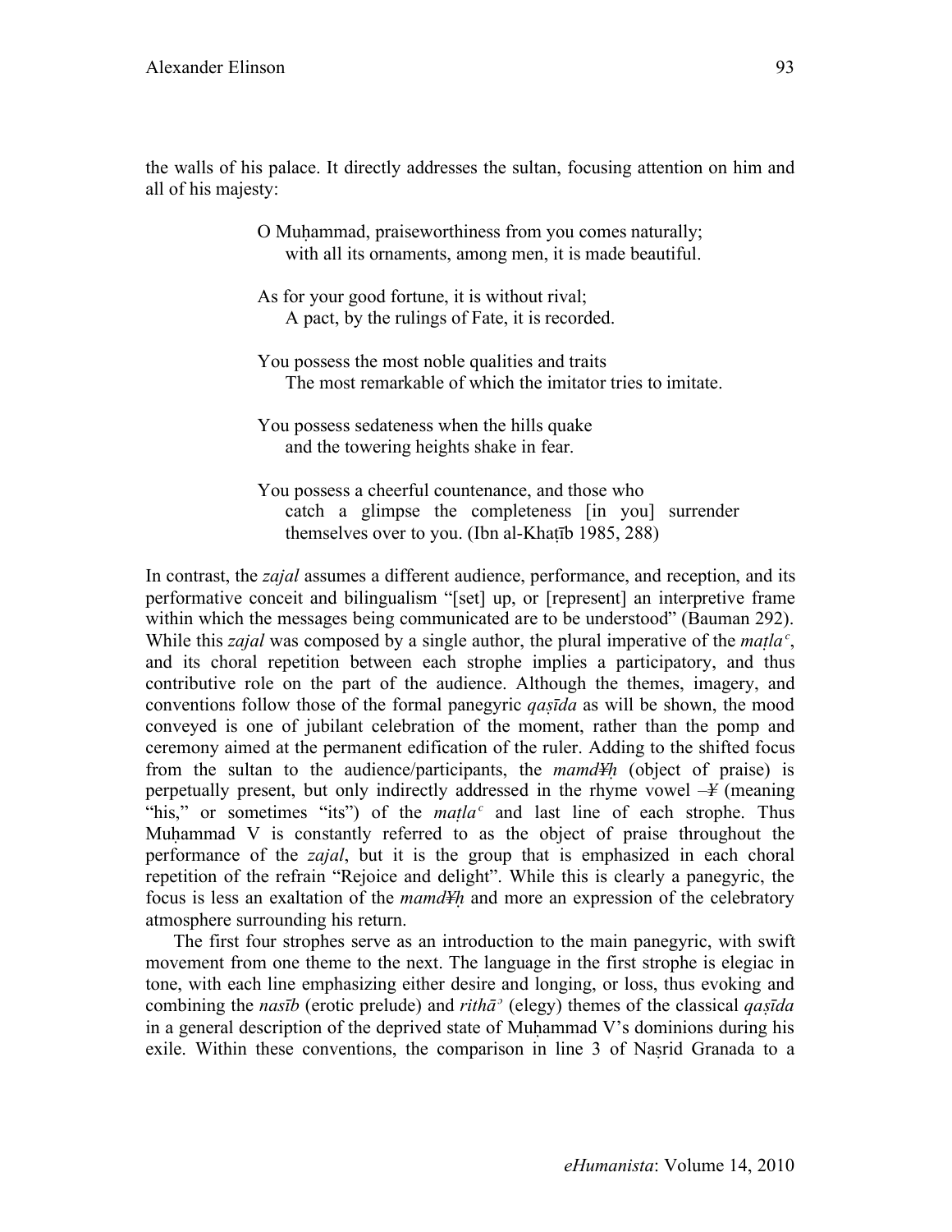the walls of his palace. It directly addresses the sultan, focusing attention on him and all of his majesty:

> O Muḥammad, praiseworthiness from you comes naturally;
> with all its ornaments, among men, it is made beautiful.
>
> As for your good fortune, it is without rival;
> A pact, by the rulings of Fate, it is recorded.
>
> You possess the most noble qualities and traits
> The most remarkable of which the imitator tries to imitate.
>
> You possess sedateness when the hills quake
> and the towering heights shake in fear.
>
> You possess a cheerful countenance, and those who catch a glimpse the completeness [in you] surrender themselves over to you. (Ibn al-Khaṭīb 1985, 288)

In contrast, the *zajal* assumes a different audience, performance, and reception, and its performative conceit and bilingualism "[set] up, or [represent] an interpretive frame within which the messages being communicated are to be understood" (Bauman 292). While this *zajal* was composed by a single author, the plural imperative of the *maṭlaᶜ*, and its choral repetition between each strophe implies a participatory, and thus contributive role on the part of the audience. Although the themes, imagery, and conventions follow those of the formal panegyric *qaṣīda* as will be shown, the mood conveyed is one of jubilant celebration of the moment, rather than the pomp and ceremony aimed at the permanent edification of the ruler. Adding to the shifted focus from the sultan to the audience/participants, the *mamd¥ḥ* (object of praise) is perpetually present, but only indirectly addressed in the rhyme vowel –¥ (meaning "his," or sometimes "its") of the *maṭlaᶜ* and last line of each strophe. Thus Muḥammad V is constantly referred to as the object of praise throughout the performance of the *zajal*, but it is the group that is emphasized in each choral repetition of the refrain "Rejoice and delight". While this is clearly a panegyric, the focus is less an exaltation of the *mamd¥ḥ* and more an expression of the celebratory atmosphere surrounding his return.

The first four strophes serve as an introduction to the main panegyric, with swift movement from one theme to the next. The language in the first strophe is elegiac in tone, with each line emphasizing either desire and longing, or loss, thus evoking and combining the *nasīb* (erotic prelude) and *rithāʾ* (elegy) themes of the classical *qaṣīda* in a general description of the deprived state of Muḥammad V's dominions during his exile. Within these conventions, the comparison in line 3 of Naṣrid Granada to a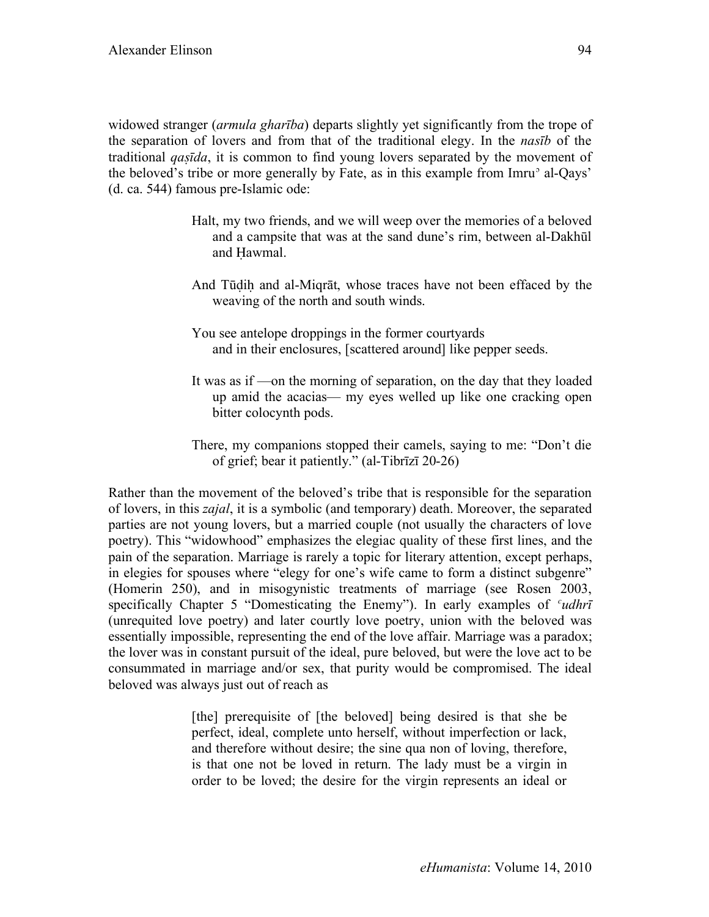widowed stranger (*armula gharība*) departs slightly yet significantly from the trope of the separation of lovers and from that of the traditional elegy. In the *nasīb* of the traditional *qaṣīda*, it is common to find young lovers separated by the movement of the beloved's tribe or more generally by Fate, as in this example from Imruʾ al-Qays' (d. ca. 544) famous pre-Islamic ode:

> Halt, my two friends, and we will weep over the memories of a beloved and a campsite that was at the sand dune's rim, between al-Dakhūl and Ḥawmal.
>
> And Tūḍiḥ and al-Miqrāt, whose traces have not been effaced by the weaving of the north and south winds.
>
> You see antelope droppings in the former courtyards
> and in their enclosures, [scattered around] like pepper seeds.
>
> It was as if —on the morning of separation, on the day that they loaded up amid the acacias— my eyes welled up like one cracking open bitter colocynth pods.
>
> There, my companions stopped their camels, saying to me: "Don't die of grief; bear it patiently." (al-Tibrīzī 20-26)

Rather than the movement of the beloved's tribe that is responsible for the separation of lovers, in this *zajal*, it is a symbolic (and temporary) death. Moreover, the separated parties are not young lovers, but a married couple (not usually the characters of love poetry). This "widowhood" emphasizes the elegiac quality of these first lines, and the pain of the separation. Marriage is rarely a topic for literary attention, except perhaps, in elegies for spouses where "elegy for one's wife came to form a distinct subgenre" (Homerin 250), and in misogynistic treatments of marriage (see Rosen 2003, specifically Chapter 5 "Domesticating the Enemy"). In early examples of *ʿudhrī* (unrequited love poetry) and later courtly love poetry, union with the beloved was essentially impossible, representing the end of the love affair. Marriage was a paradox; the lover was in constant pursuit of the ideal, pure beloved, but were the love act to be consummated in marriage and/or sex, that purity would be compromised. The ideal beloved was always just out of reach as

> [the] prerequisite of [the beloved] being desired is that she be perfect, ideal, complete unto herself, without imperfection or lack, and therefore without desire; the sine qua non of loving, therefore, is that one not be loved in return. The lady must be a virgin in order to be loved; the desire for the virgin represents an ideal or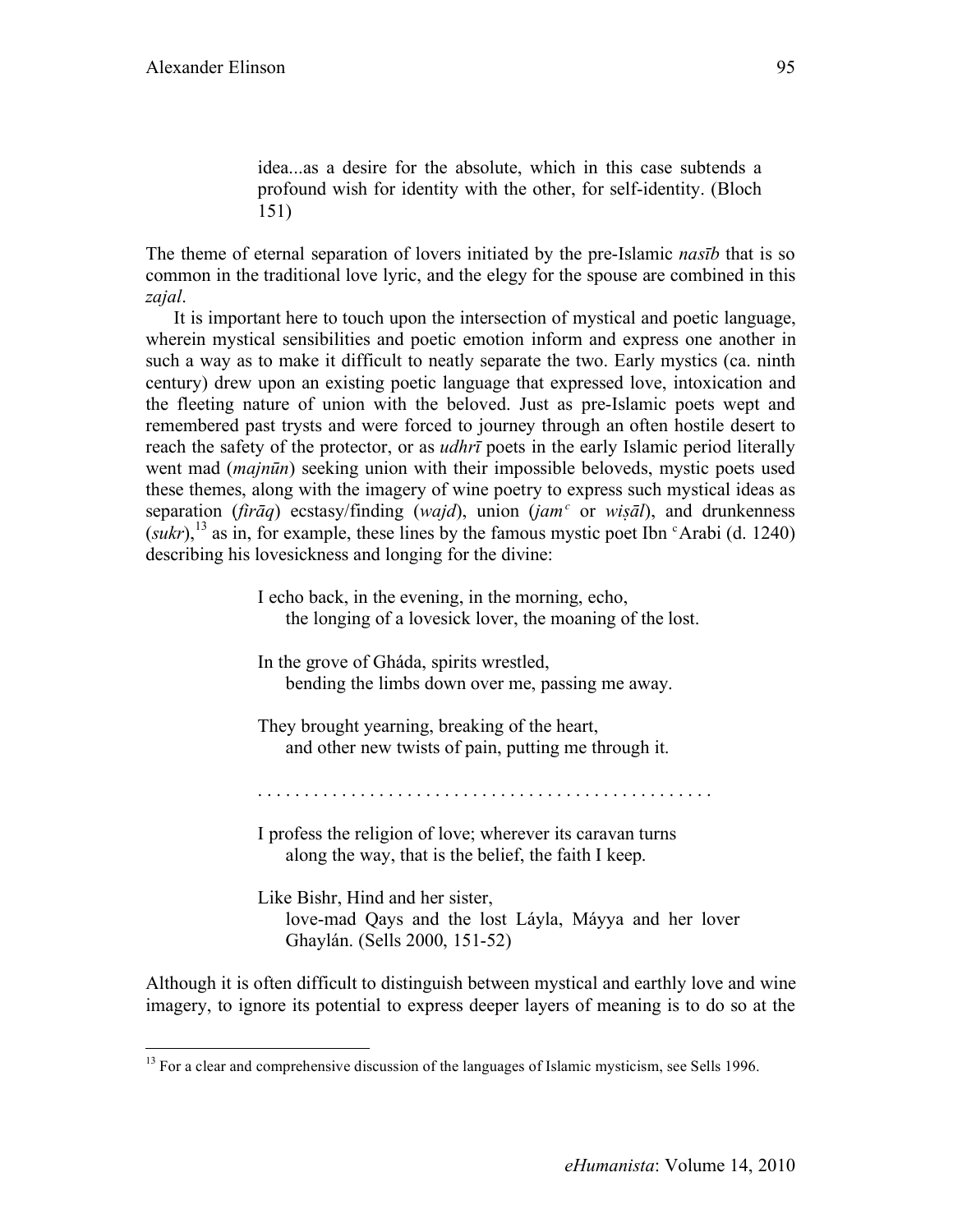> idea...as a desire for the absolute, which in this case subtends a profound wish for identity with the other, for self-identity. (Bloch 151)

The theme of eternal separation of lovers initiated by the pre-Islamic *nasīb* that is so common in the traditional love lyric, and the elegy for the spouse are combined in this *zajal*.

It is important here to touch upon the intersection of mystical and poetic language, wherein mystical sensibilities and poetic emotion inform and express one another in such a way as to make it difficult to neatly separate the two. Early mystics (ca. ninth century) drew upon an existing poetic language that expressed love, intoxication and the fleeting nature of union with the beloved. Just as pre-Islamic poets wept and remembered past trysts and were forced to journey through an often hostile desert to reach the safety of the protector, or as *udhrī* poets in the early Islamic period literally went mad (*majnūn*) seeking union with their impossible beloveds, mystic poets used these themes, along with the imagery of wine poetry to express such mystical ideas as separation (*firāq*) ecstasy/finding (*wajd*), union (*jam*ᶜ or *wiṣāl*), and drunkenness (*sukr*),[13] as in, for example, these lines by the famous mystic poet Ibn ᶜArabi (d. 1240) describing his lovesickness and longing for the divine:

> I echo back, in the evening, in the morning, echo,
> the longing of a lovesick lover, the moaning of the lost.
>
> In the grove of Gháda, spirits wrestled,
> bending the limbs down over me, passing me away.
>
> They brought yearning, breaking of the heart,
> and other new twists of pain, putting me through it.
>
> . . . . . . . . . . . . . . . . . . . . . . . . . . . . . . . . . . . . . . . . . . . . . .
>
> I profess the religion of love; wherever its caravan turns
> along the way, that is the belief, the faith I keep.
>
> Like Bishr, Hind and her sister,
> love-mad Qays and the lost Láyla, Máyya and her lover Ghaylán. (Sells 2000, 151-52)

Although it is often difficult to distinguish between mystical and earthly love and wine imagery, to ignore its potential to express deeper layers of meaning is to do so at the

[13] For a clear and comprehensive discussion of the languages of Islamic mysticism, see Sells 1996.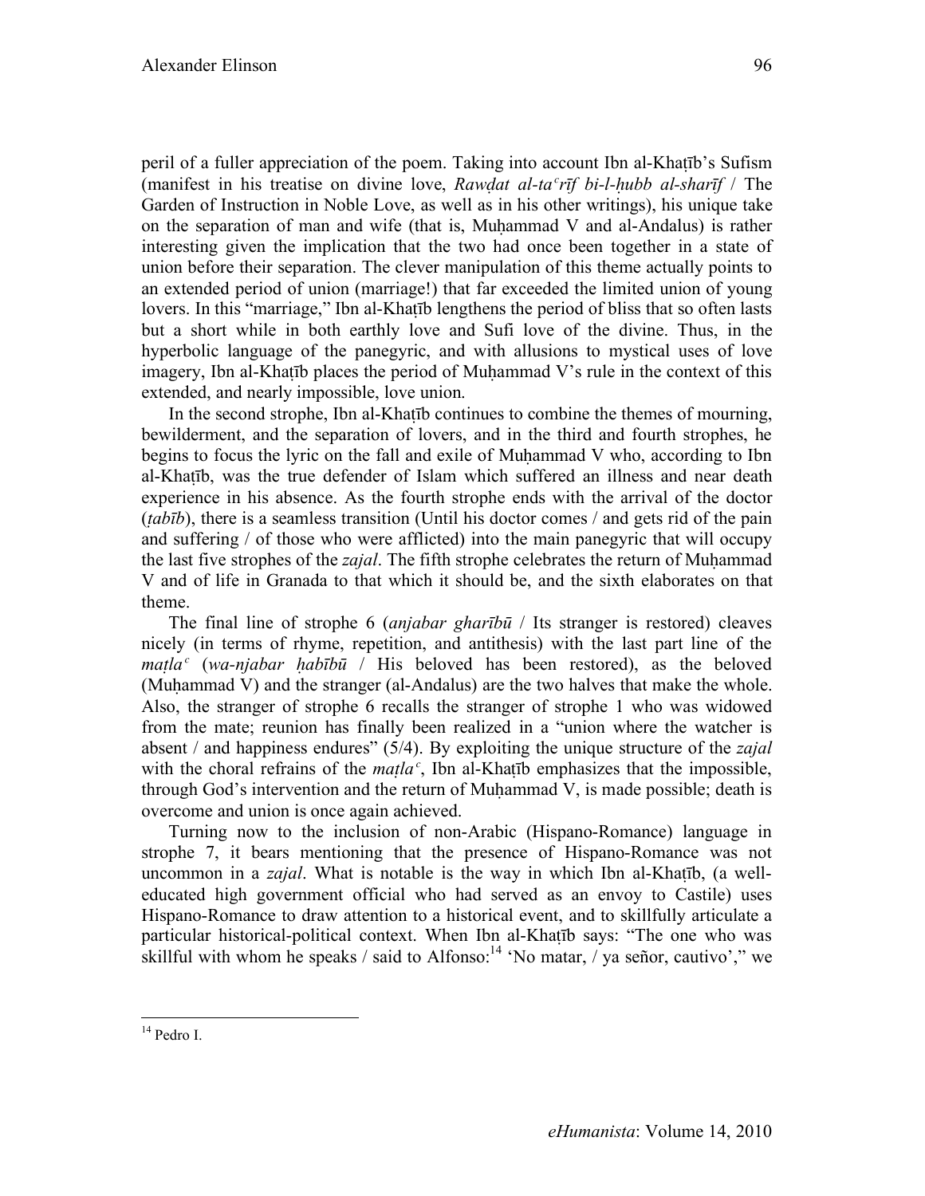peril of a fuller appreciation of the poem. Taking into account Ibn al-Khaṭīb's Sufism (manifest in his treatise on divine love, *Rawḍat al-taʿrīf bi-l-ḥubb al-sharīf* / The Garden of Instruction in Noble Love, as well as in his other writings), his unique take on the separation of man and wife (that is, Muḥammad V and al-Andalus) is rather interesting given the implication that the two had once been together in a state of union before their separation. The clever manipulation of this theme actually points to an extended period of union (marriage!) that far exceeded the limited union of young lovers. In this "marriage," Ibn al-Khaṭīb lengthens the period of bliss that so often lasts but a short while in both earthly love and Sufi love of the divine. Thus, in the hyperbolic language of the panegyric, and with allusions to mystical uses of love imagery, Ibn al-Khaṭīb places the period of Muḥammad V's rule in the context of this extended, and nearly impossible, love union.

In the second strophe, Ibn al-Khaṭīb continues to combine the themes of mourning, bewilderment, and the separation of lovers, and in the third and fourth strophes, he begins to focus the lyric on the fall and exile of Muḥammad V who, according to Ibn al-Khaṭīb, was the true defender of Islam which suffered an illness and near death experience in his absence. As the fourth strophe ends with the arrival of the doctor (*ṭabīb*), there is a seamless transition (Until his doctor comes / and gets rid of the pain and suffering / of those who were afflicted) into the main panegyric that will occupy the last five strophes of the *zajal*. The fifth strophe celebrates the return of Muḥammad V and of life in Granada to that which it should be, and the sixth elaborates on that theme.

The final line of strophe 6 (*anjabar gharībū* / Its stranger is restored) cleaves nicely (in terms of rhyme, repetition, and antithesis) with the last part line of the *maṭlaʿ* (*wa-njabar ḥabībū* / His beloved has been restored), as the beloved (Muḥammad V) and the stranger (al-Andalus) are the two halves that make the whole. Also, the stranger of strophe 6 recalls the stranger of strophe 1 who was widowed from the mate; reunion has finally been realized in a "union where the watcher is absent / and happiness endures" (5/4). By exploiting the unique structure of the *zajal* with the choral refrains of the *maṭlaʿ*, Ibn al-Khaṭīb emphasizes that the impossible, through God's intervention and the return of Muḥammad V, is made possible; death is overcome and union is once again achieved.

Turning now to the inclusion of non-Arabic (Hispano-Romance) language in strophe 7, it bears mentioning that the presence of Hispano-Romance was not uncommon in a *zajal*. What is notable is the way in which Ibn al-Khaṭīb, (a well-educated high government official who had served as an envoy to Castile) uses Hispano-Romance to draw attention to a historical event, and to skillfully articulate a particular historical-political context. When Ibn al-Khaṭīb says: "The one who was skillful with whom he speaks / said to Alfonso:[14] 'No matar, / ya señor, cautivo'," we

---

[14] Pedro I.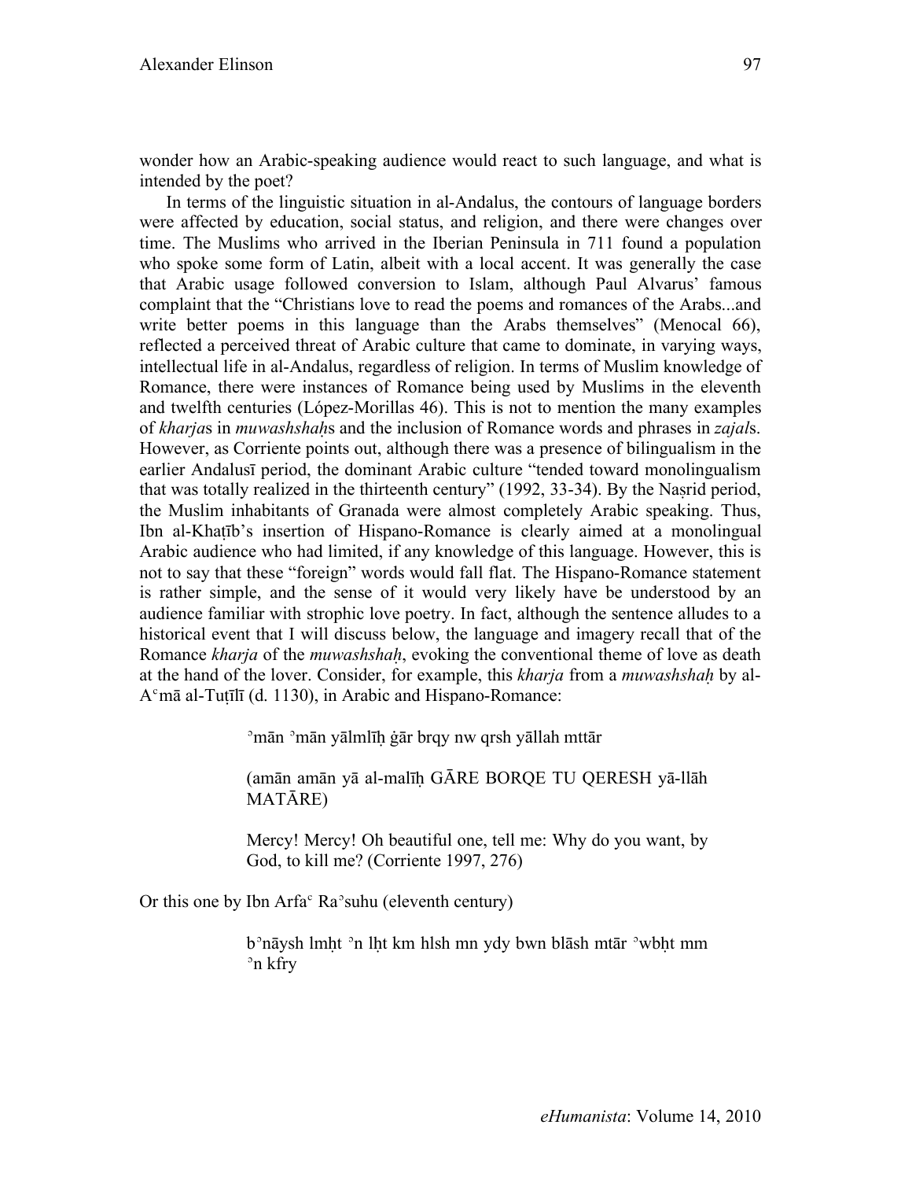wonder how an Arabic-speaking audience would react to such language, and what is intended by the poet?

In terms of the linguistic situation in al-Andalus, the contours of language borders were affected by education, social status, and religion, and there were changes over time. The Muslims who arrived in the Iberian Peninsula in 711 found a population who spoke some form of Latin, albeit with a local accent. It was generally the case that Arabic usage followed conversion to Islam, although Paul Alvarus' famous complaint that the "Christians love to read the poems and romances of the Arabs...and write better poems in this language than the Arabs themselves" (Menocal 66), reflected a perceived threat of Arabic culture that came to dominate, in varying ways, intellectual life in al-Andalus, regardless of religion. In terms of Muslim knowledge of Romance, there were instances of Romance being used by Muslims in the eleventh and twelfth centuries (López-Morillas 46). This is not to mention the many examples of *kharja*s in *muwashshaḥ*s and the inclusion of Romance words and phrases in *zajal*s. However, as Corriente points out, although there was a presence of bilingualism in the earlier Andalusī period, the dominant Arabic culture "tended toward monolingualism that was totally realized in the thirteenth century" (1992, 33-34). By the Naṣrid period, the Muslim inhabitants of Granada were almost completely Arabic speaking. Thus, Ibn al-Khaṭīb's insertion of Hispano-Romance is clearly aimed at a monolingual Arabic audience who had limited, if any knowledge of this language. However, this is not to say that these "foreign" words would fall flat. The Hispano-Romance statement is rather simple, and the sense of it would very likely have be understood by an audience familiar with strophic love poetry. In fact, although the sentence alludes to a historical event that I will discuss below, the language and imagery recall that of the Romance *kharja* of the *muwashshaḥ*, evoking the conventional theme of love as death at the hand of the lover. Consider, for example, this *kharja* from a *muwashshaḥ* by al-Aʿmā al-Tuṭīlī (d. 1130), in Arabic and Hispano-Romance:

> ʾmān ʾmān yālmlīḥ ġār brqy nw qrsh yāllah mttār
>
> (amān amān yā al-malīḥ GĀRE BORQE TU QERESH yā-llāh MATĀRE)
>
> Mercy! Mercy! Oh beautiful one, tell me: Why do you want, by God, to kill me? (Corriente 1997, 276)

Or this one by Ibn Arfaʿ Raʾsuhu (eleventh century)

> bʾnāysh lmḥt ʾn lḥt km hlsh mn ydy bwn blāsh mtār ʾwbḥt mm ʾn kfry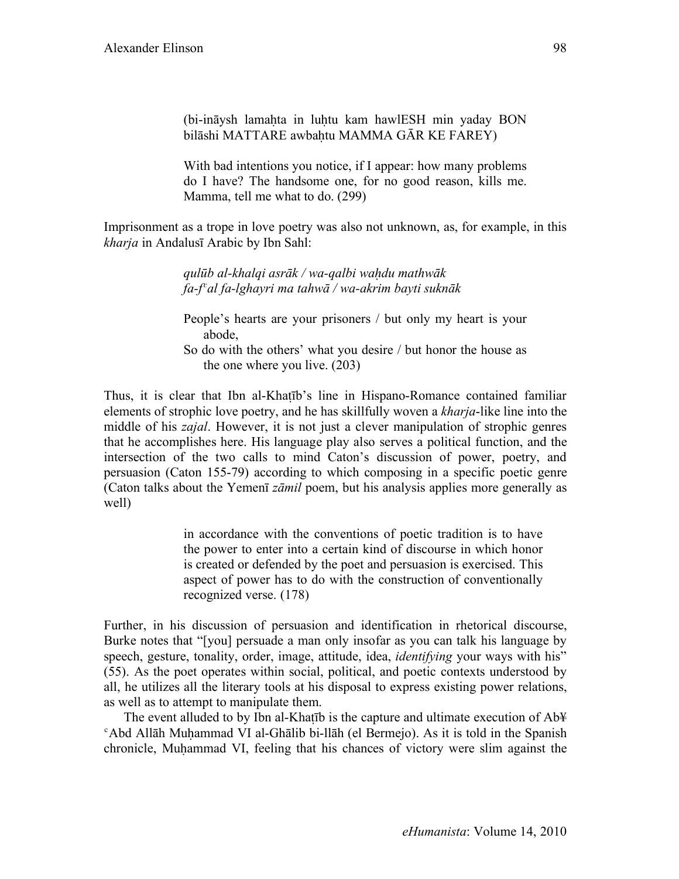> (bi-ināysh lamaḥta in luḥtu kam hawlESH min yaday BON bilāshi MATTARE awbaḥtu MAMMA GĀR KE FAREY)
>
> With bad intentions you notice, if I appear: how many problems do I have? The handsome one, for no good reason, kills me. Mamma, tell me what to do. (299)

Imprisonment as a trope in love poetry was also not unknown, as, for example, in this *kharja* in Andalusī Arabic by Ibn Sahl:

> *qulūb al-khalqi asrāk / wa-qalbi waḥdu mathwāk*
> *fa-fᶜal fa-lghayri ma tahwā / wa-akrim bayti suknāk*
>
> People's hearts are your prisoners / but only my heart is your abode,
> So do with the others' what you desire / but honor the house as the one where you live. (203)

Thus, it is clear that Ibn al-Khaṭīb's line in Hispano-Romance contained familiar elements of strophic love poetry, and he has skillfully woven a *kharja*-like line into the middle of his *zajal*. However, it is not just a clever manipulation of strophic genres that he accomplishes here. His language play also serves a political function, and the intersection of the two calls to mind Caton's discussion of power, poetry, and persuasion (Caton 155-79) according to which composing in a specific poetic genre (Caton talks about the Yemenī *zāmil* poem, but his analysis applies more generally as well)

> in accordance with the conventions of poetic tradition is to have the power to enter into a certain kind of discourse in which honor is created or defended by the poet and persuasion is exercised. This aspect of power has to do with the construction of conventionally recognized verse. (178)

Further, in his discussion of persuasion and identification in rhetorical discourse, Burke notes that "[you] persuade a man only insofar as you can talk his language by speech, gesture, tonality, order, image, attitude, idea, *identifying* your ways with his" (55). As the poet operates within social, political, and poetic contexts understood by all, he utilizes all the literary tools at his disposal to express existing power relations, as well as to attempt to manipulate them.

The event alluded to by Ibn al-Khaṭīb is the capture and ultimate execution of Ab¥ ᶜAbd Allāh Muḥammad VI al-Ghālib bi-llāh (el Bermejo). As it is told in the Spanish chronicle, Muḥammad VI, feeling that his chances of victory were slim against the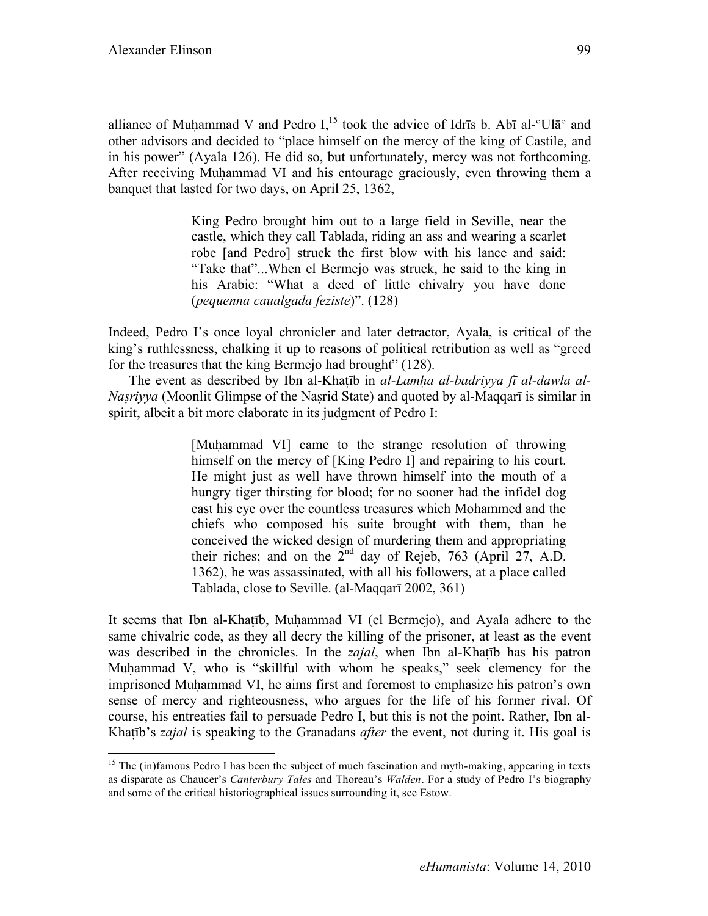alliance of Muḥammad V and Pedro I,[15] took the advice of Idrīs b. Abī al-ʿUlāʾ and other advisors and decided to "place himself on the mercy of the king of Castile, and in his power" (Ayala 126). He did so, but unfortunately, mercy was not forthcoming. After receiving Muḥammad VI and his entourage graciously, even throwing them a banquet that lasted for two days, on April 25, 1362,

> King Pedro brought him out to a large field in Seville, near the castle, which they call Tablada, riding an ass and wearing a scarlet robe [and Pedro] struck the first blow with his lance and said: "Take that"...When el Bermejo was struck, he said to the king in his Arabic: "What a deed of little chivalry you have done (*pequenna caualgada feziste*)". (128)

Indeed, Pedro I's once loyal chronicler and later detractor, Ayala, is critical of the king's ruthlessness, chalking it up to reasons of political retribution as well as "greed for the treasures that the king Bermejo had brought" (128).

The event as described by Ibn al-Khaṭīb in *al-Lamḥa al-badriyya fī al-dawla al-Naṣriyya* (Moonlit Glimpse of the Naṣrid State) and quoted by al-Maqqarī is similar in spirit, albeit a bit more elaborate in its judgment of Pedro I:

> [Muḥammad VI] came to the strange resolution of throwing himself on the mercy of [King Pedro I] and repairing to his court. He might just as well have thrown himself into the mouth of a hungry tiger thirsting for blood; for no sooner had the infidel dog cast his eye over the countless treasures which Mohammed and the chiefs who composed his suite brought with them, than he conceived the wicked design of murdering them and appropriating their riches; and on the 2nd day of Rejeb, 763 (April 27, A.D. 1362), he was assassinated, with all his followers, at a place called Tablada, close to Seville. (al-Maqqarī 2002, 361)

It seems that Ibn al-Khaṭīb, Muḥammad VI (el Bermejo), and Ayala adhere to the same chivalric code, as they all decry the killing of the prisoner, at least as the event was described in the chronicles. In the *zajal*, when Ibn al-Khaṭīb has his patron Muḥammad V, who is "skillful with whom he speaks," seek clemency for the imprisoned Muḥammad VI, he aims first and foremost to emphasize his patron's own sense of mercy and righteousness, who argues for the life of his former rival. Of course, his entreaties fail to persuade Pedro I, but this is not the point. Rather, Ibn al-Khaṭīb's *zajal* is speaking to the Granadans *after* the event, not during it. His goal is

---

[15] The (in)famous Pedro I has been the subject of much fascination and myth-making, appearing in texts as disparate as Chaucer's *Canterbury Tales* and Thoreau's *Walden*. For a study of Pedro I's biography and some of the critical historiographical issues surrounding it, see Estow.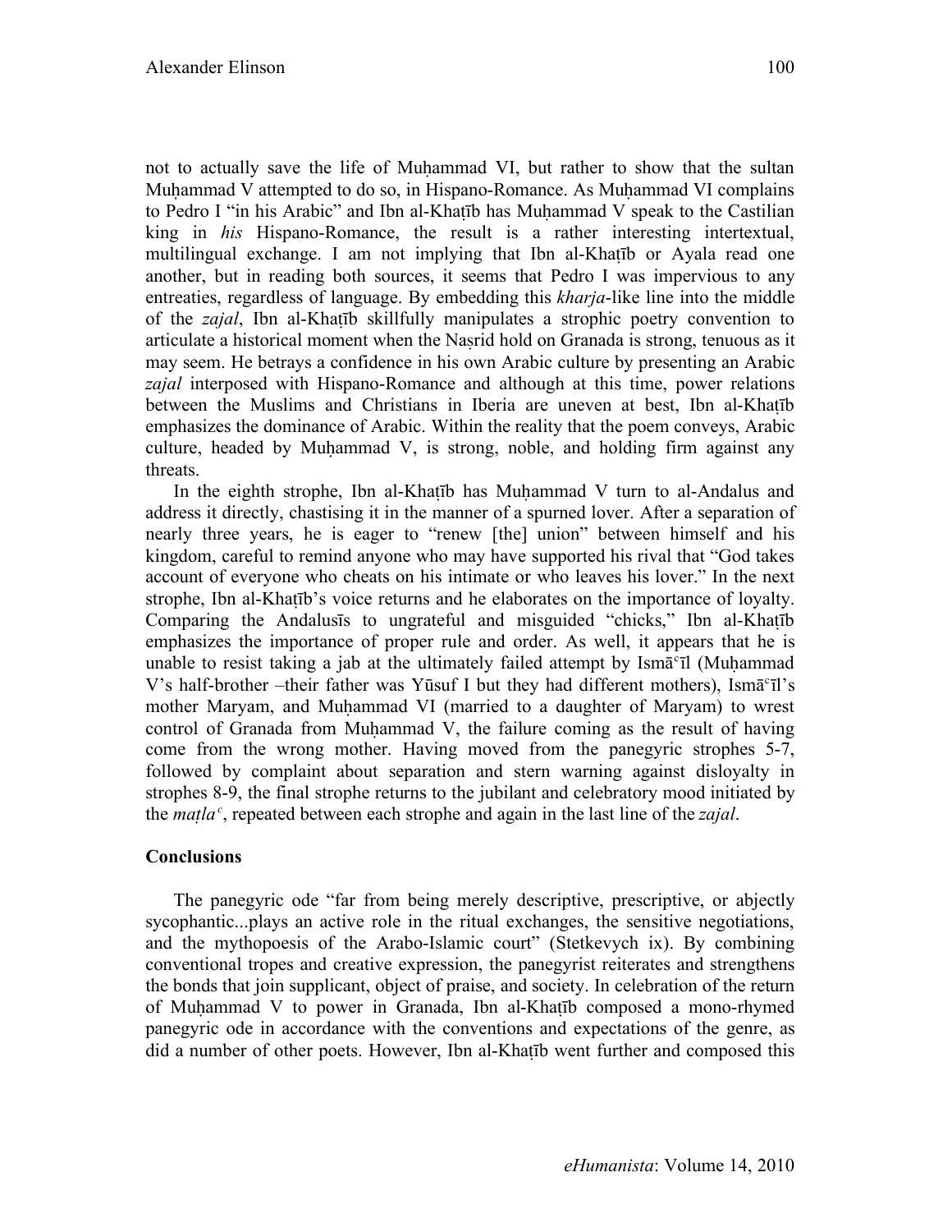not to actually save the life of Muḥammad VI, but rather to show that the sultan Muḥammad V attempted to do so, in Hispano-Romance. As Muḥammad VI complains to Pedro I "in his Arabic" and Ibn al-Khaṭīb has Muḥammad V speak to the Castilian king in *his* Hispano-Romance, the result is a rather interesting intertextual, multilingual exchange. I am not implying that Ibn al-Khaṭīb or Ayala read one another, but in reading both sources, it seems that Pedro I was impervious to any entreaties, regardless of language. By embedding this *kharja*-like line into the middle of the *zajal*, Ibn al-Khaṭīb skillfully manipulates a strophic poetry convention to articulate a historical moment when the Naṣrid hold on Granada is strong, tenuous as it may seem. He betrays a confidence in his own Arabic culture by presenting an Arabic *zajal* interposed with Hispano-Romance and although at this time, power relations between the Muslims and Christians in Iberia are uneven at best, Ibn al-Khaṭīb emphasizes the dominance of Arabic. Within the reality that the poem conveys, Arabic culture, headed by Muḥammad V, is strong, noble, and holding firm against any threats.

In the eighth strophe, Ibn al-Khaṭīb has Muḥammad V turn to al-Andalus and address it directly, chastising it in the manner of a spurned lover. After a separation of nearly three years, he is eager to "renew [the] union" between himself and his kingdom, careful to remind anyone who may have supported his rival that "God takes account of everyone who cheats on his intimate or who leaves his lover." In the next strophe, Ibn al-Khaṭīb's voice returns and he elaborates on the importance of loyalty. Comparing the Andalusīs to ungrateful and misguided "chicks," Ibn al-Khaṭīb emphasizes the importance of proper rule and order. As well, it appears that he is unable to resist taking a jab at the ultimately failed attempt by Ismāʿīl (Muḥammad V's half-brother –their father was Yūsuf I but they had different mothers), Ismāʿīl's mother Maryam, and Muḥammad VI (married to a daughter of Maryam) to wrest control of Granada from Muḥammad V, the failure coming as the result of having come from the wrong mother. Having moved from the panegyric strophes 5-7, followed by complaint about separation and stern warning against disloyalty in strophes 8-9, the final strophe returns to the jubilant and celebratory mood initiated by the *maṭlaʿ*, repeated between each strophe and again in the last line of the *zajal*.

## Conclusions

The panegyric ode "far from being merely descriptive, prescriptive, or abjectly sycophantic...plays an active role in the ritual exchanges, the sensitive negotiations, and the mythopoesis of the Arabo-Islamic court" (Stetkevych ix). By combining conventional tropes and creative expression, the panegyrist reiterates and strengthens the bonds that join supplicant, object of praise, and society. In celebration of the return of Muḥammad V to power in Granada, Ibn al-Khaṭīb composed a mono-rhymed panegyric ode in accordance with the conventions and expectations of the genre, as did a number of other poets. However, Ibn al-Khaṭīb went further and composed this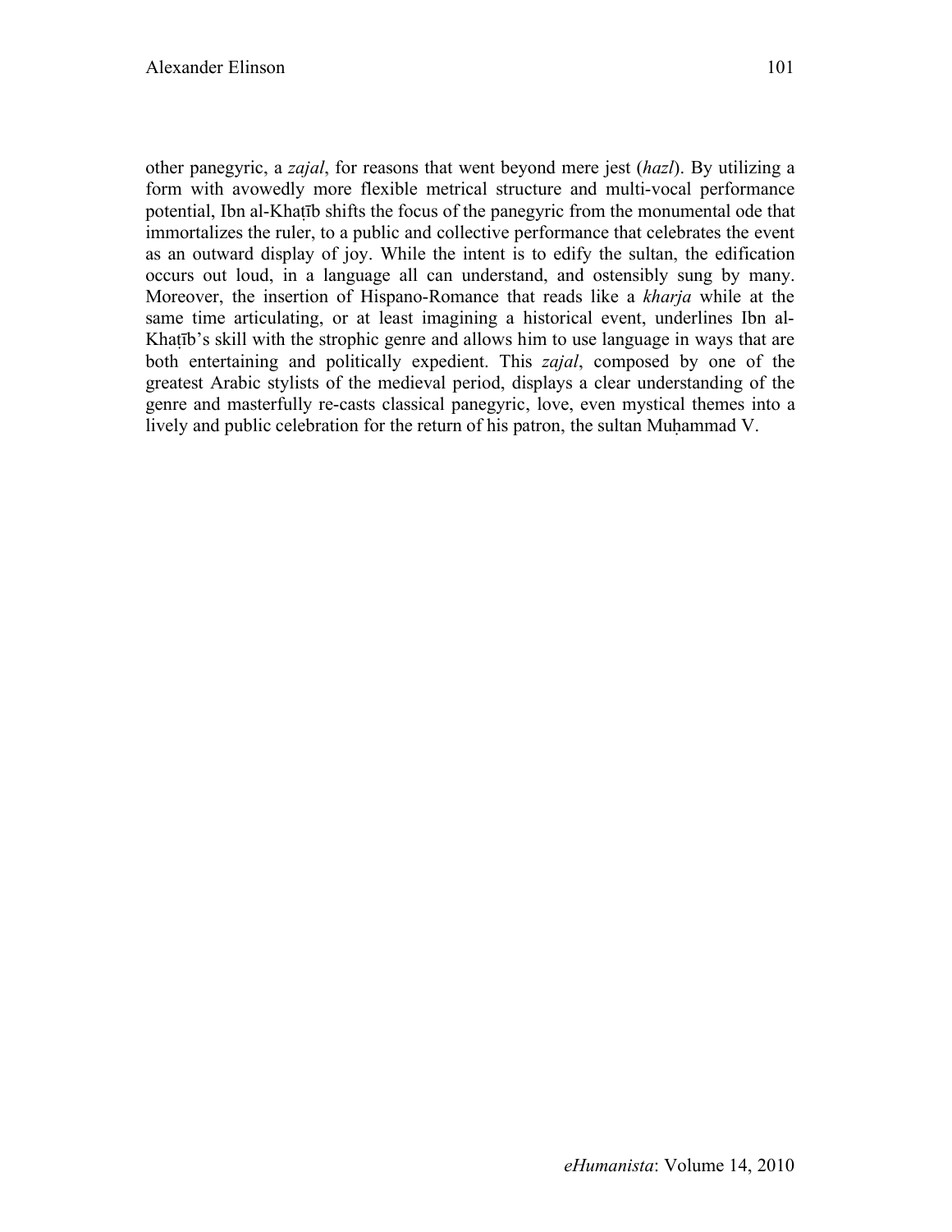other panegyric, a *zajal*, for reasons that went beyond mere jest (*hazl*). By utilizing a form with avowedly more flexible metrical structure and multi-vocal performance potential, Ibn al-Khaṭīb shifts the focus of the panegyric from the monumental ode that immortalizes the ruler, to a public and collective performance that celebrates the event as an outward display of joy. While the intent is to edify the sultan, the edification occurs out loud, in a language all can understand, and ostensibly sung by many. Moreover, the insertion of Hispano-Romance that reads like a *kharja* while at the same time articulating, or at least imagining a historical event, underlines Ibn al-Khaṭīb's skill with the strophic genre and allows him to use language in ways that are both entertaining and politically expedient. This *zajal*, composed by one of the greatest Arabic stylists of the medieval period, displays a clear understanding of the genre and masterfully re-casts classical panegyric, love, even mystical themes into a lively and public celebration for the return of his patron, the sultan Muḥammad V.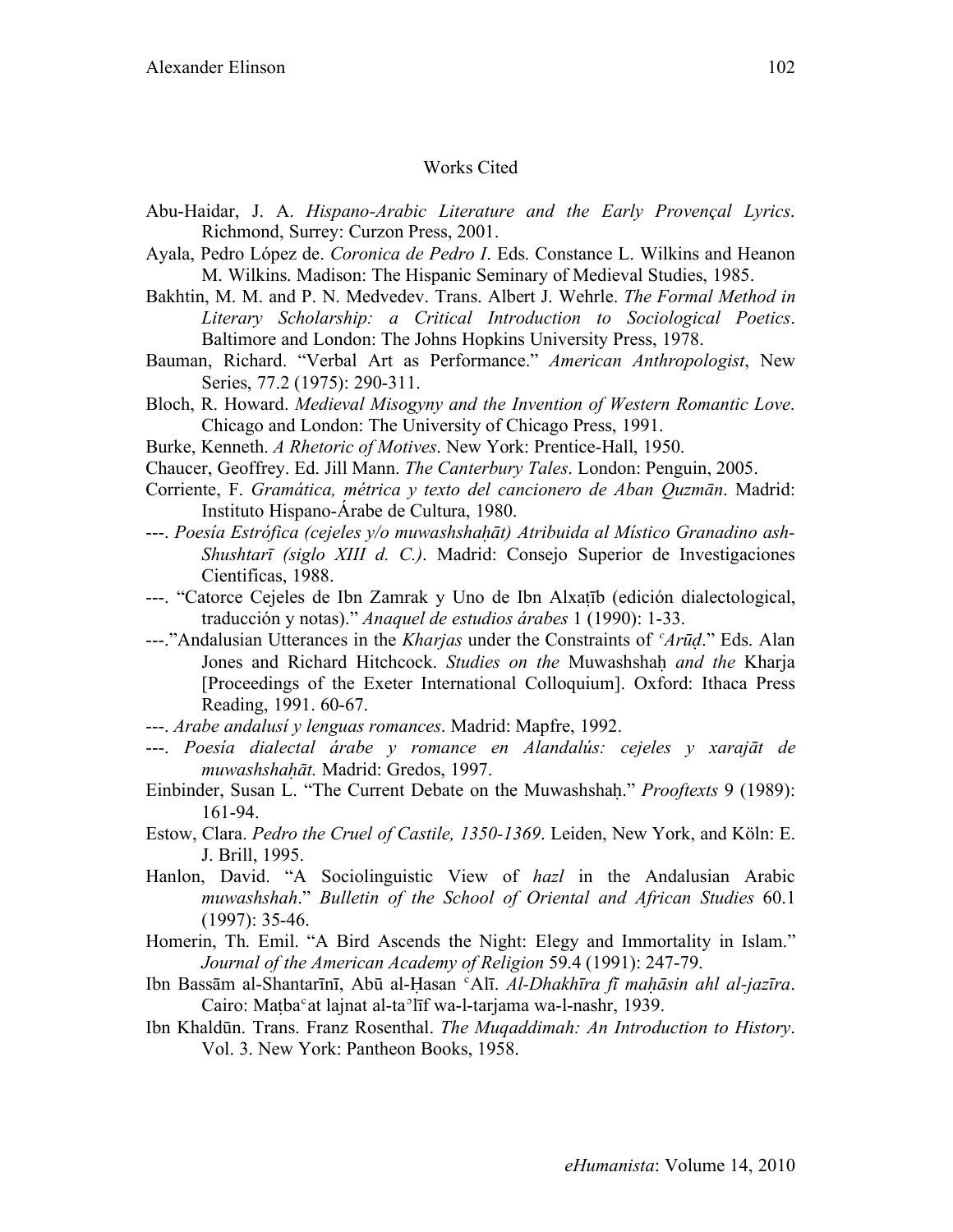## Works Cited

Abu-Haidar, J. A. *Hispano-Arabic Literature and the Early Provençal Lyrics*. Richmond, Surrey: Curzon Press, 2001.

Ayala, Pedro López de. *Coronica de Pedro I*. Eds. Constance L. Wilkins and Heanon M. Wilkins. Madison: The Hispanic Seminary of Medieval Studies, 1985.

Bakhtin, M. M. and P. N. Medvedev. Trans. Albert J. Wehrle. *The Formal Method in Literary Scholarship: a Critical Introduction to Sociological Poetics*. Baltimore and London: The Johns Hopkins University Press, 1978.

Bauman, Richard. "Verbal Art as Performance." *American Anthropologist*, New Series, 77.2 (1975): 290-311.

Bloch, R. Howard. *Medieval Misogyny and the Invention of Western Romantic Love*. Chicago and London: The University of Chicago Press, 1991.

Burke, Kenneth. *A Rhetoric of Motives*. New York: Prentice-Hall, 1950.

Chaucer, Geoffrey. Ed. Jill Mann. *The Canterbury Tales*. London: Penguin, 2005.

Corriente, F. *Gramática, métrica y texto del cancionero de Aban Quzmān*. Madrid: Instituto Hispano-Árabe de Cultura, 1980.

---. *Poesía Estrófica (cejeles y/o muwashshaḥāt) Atribuida al Místico Granadino ash-Shushtarī (siglo XIII d. C.)*. Madrid: Consejo Superior de Investigaciones Cientificas, 1988.

---. "Catorce Cejeles de Ibn Zamrak y Uno de Ibn Alxaṭīb (edición dialectological, traducción y notas)." *Anaquel de estudios árabes* 1 (1990): 1-33.

---."Andalusian Utterances in the *Kharjas* under the Constraints of *ᶜArūḍ*." Eds. Alan Jones and Richard Hitchcock. *Studies on the* Muwashshaḥ *and the* Kharja [Proceedings of the Exeter International Colloquium]. Oxford: Ithaca Press Reading, 1991. 60-67.

---. *Arabe andalusí y lenguas romances*. Madrid: Mapfre, 1992.

---. *Poesía dialectal árabe y romance en Alandalús: cejeles y xarajāt de muwashshaḥāt.* Madrid: Gredos, 1997.

Einbinder, Susan L. "The Current Debate on the Muwashshaḥ." *Prooftexts* 9 (1989): 161-94.

Estow, Clara. *Pedro the Cruel of Castile, 1350-1369*. Leiden, New York, and Köln: E. J. Brill, 1995.

Hanlon, David. "A Sociolinguistic View of *hazl* in the Andalusian Arabic *muwashshah*." *Bulletin of the School of Oriental and African Studies* 60.1 (1997): 35-46.

Homerin, Th. Emil. "A Bird Ascends the Night: Elegy and Immortality in Islam." *Journal of the American Academy of Religion* 59.4 (1991): 247-79.

Ibn Bassām al-Shantarīnī, Abū al-Ḥasan ᶜAlī. *Al-Dhakhīra fī maḥāsin ahl al-jazīra*. Cairo: Maṭbaᶜat lajnat al-taʾlīf wa-l-tarjama wa-l-nashr, 1939.

Ibn Khaldūn. Trans. Franz Rosenthal. *The Muqaddimah: An Introduction to History*. Vol. 3. New York: Pantheon Books, 1958.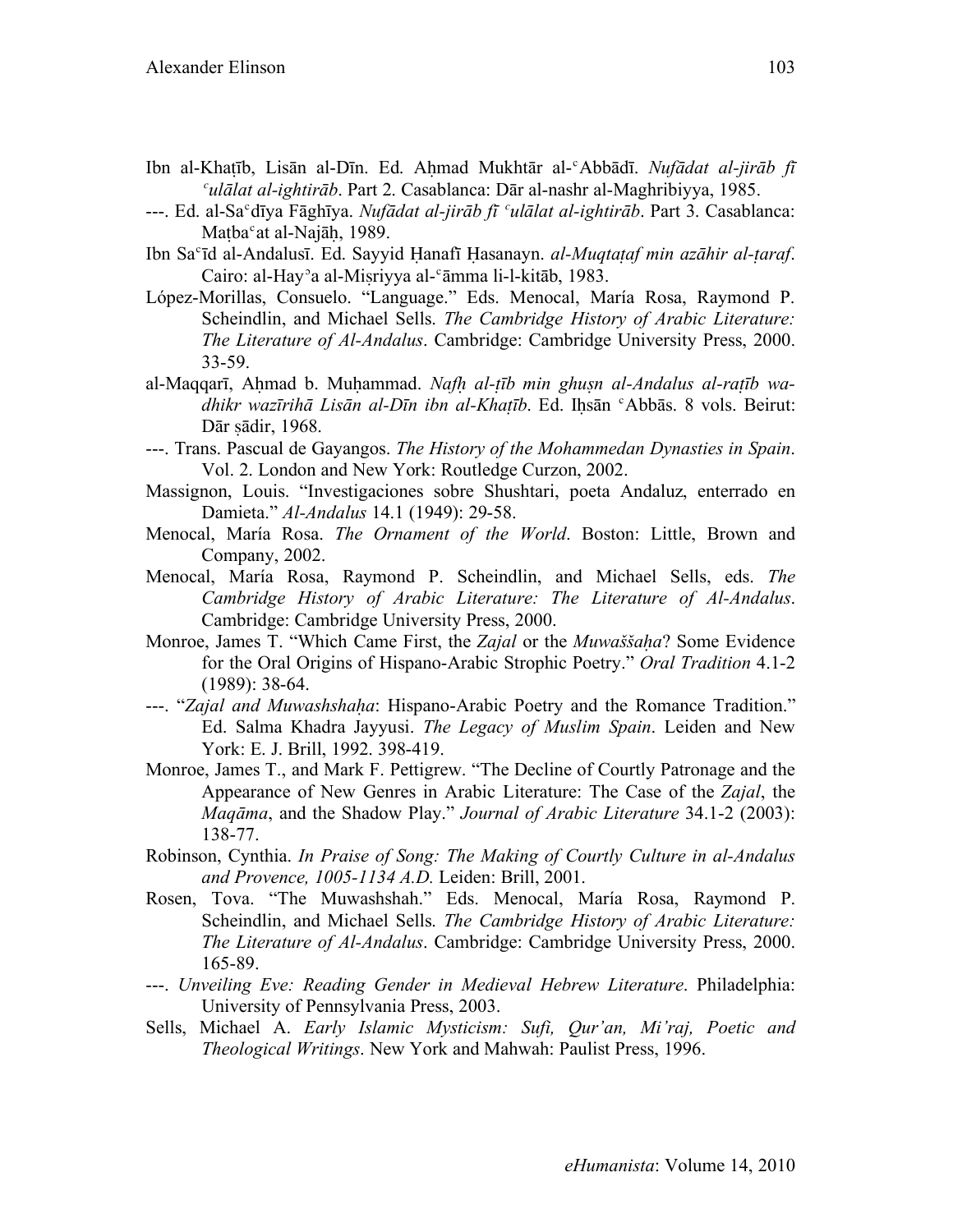Ibn al-Khaṭīb, Lisān al-Dīn. Ed. Aḥmad Mukhtār al-ʿAbbādī. *Nufādat al-jirāb fī ʿulālat al-ightirāb*. Part 2. Casablanca: Dār al-nashr al-Maghribiyya, 1985.

---. Ed. al-Saʿdīya Fāghīya. *Nufādat al-jirāb fī ʿulālat al-ightirāb*. Part 3. Casablanca: Maṭbaʿat al-Najāḥ, 1989.

Ibn Saʿīd al-Andalusī. Ed. Sayyid Ḥanafī Ḥasanayn. *al-Muqtaṭaf min azāhir al-ṭaraf*. Cairo: al-Hayʾa al-Miṣriyya al-ʿāmma li-l-kitāb, 1983.

López-Morillas, Consuelo. "Language." Eds. Menocal, María Rosa, Raymond P. Scheindlin, and Michael Sells. *The Cambridge History of Arabic Literature: The Literature of Al-Andalus*. Cambridge: Cambridge University Press, 2000. 33-59.

al-Maqqarī, Aḥmad b. Muḥammad. *Nafḥ al-ṭīb min ghuṣn al-Andalus al-raṭīb wa-dhikr wazīrihā Lisān al-Dīn ibn al-Khaṭīb*. Ed. Iḥsān ʿAbbās. 8 vols. Beirut: Dār ṣādir, 1968.

---. Trans. Pascual de Gayangos. *The History of the Mohammedan Dynasties in Spain*. Vol. 2. London and New York: Routledge Curzon, 2002.

Massignon, Louis. "Investigaciones sobre Shushtari, poeta Andaluz, enterrado en Damieta." *Al-Andalus* 14.1 (1949): 29-58.

Menocal, María Rosa. *The Ornament of the World*. Boston: Little, Brown and Company, 2002.

Menocal, María Rosa, Raymond P. Scheindlin, and Michael Sells, eds. *The Cambridge History of Arabic Literature: The Literature of Al-Andalus*. Cambridge: Cambridge University Press, 2000.

Monroe, James T. "Which Came First, the *Zajal* or the *Muwaššaḥa*? Some Evidence for the Oral Origins of Hispano-Arabic Strophic Poetry." *Oral Tradition* 4.1-2 (1989): 38-64.

---. "*Zajal and Muwashshaḥa*: Hispano-Arabic Poetry and the Romance Tradition." Ed. Salma Khadra Jayyusi. *The Legacy of Muslim Spain*. Leiden and New York: E. J. Brill, 1992. 398-419.

Monroe, James T., and Mark F. Pettigrew. "The Decline of Courtly Patronage and the Appearance of New Genres in Arabic Literature: The Case of the *Zajal*, the *Maqāma*, and the Shadow Play." *Journal of Arabic Literature* 34.1-2 (2003): 138-77.

Robinson, Cynthia. *In Praise of Song: The Making of Courtly Culture in al-Andalus and Provence, 1005-1134 A.D.* Leiden: Brill, 2001.

Rosen, Tova. "The Muwashshah." Eds. Menocal, María Rosa, Raymond P. Scheindlin, and Michael Sells. *The Cambridge History of Arabic Literature: The Literature of Al-Andalus*. Cambridge: Cambridge University Press, 2000. 165-89.

---. *Unveiling Eve: Reading Gender in Medieval Hebrew Literature*. Philadelphia: University of Pennsylvania Press, 2003.

Sells, Michael A. *Early Islamic Mysticism: Sufi, Qur'an, Mi'raj, Poetic and Theological Writings*. New York and Mahwah: Paulist Press, 1996.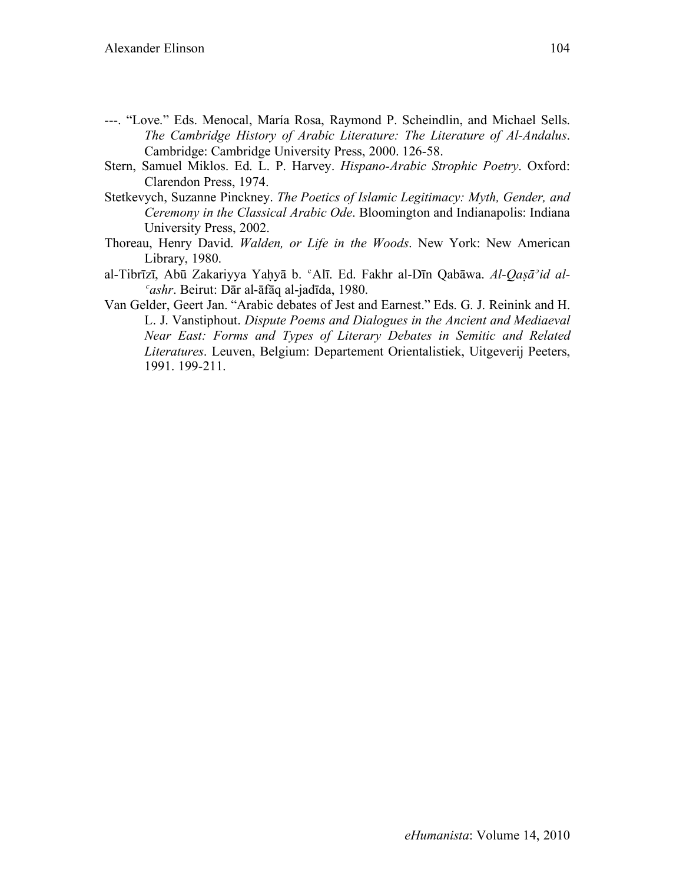---. "Love." Eds. Menocal, María Rosa, Raymond P. Scheindlin, and Michael Sells. *The Cambridge History of Arabic Literature: The Literature of Al-Andalus*. Cambridge: Cambridge University Press, 2000. 126-58.

Stern, Samuel Miklos. Ed. L. P. Harvey. *Hispano-Arabic Strophic Poetry*. Oxford: Clarendon Press, 1974.

Stetkevych, Suzanne Pinckney. *The Poetics of Islamic Legitimacy: Myth, Gender, and Ceremony in the Classical Arabic Ode*. Bloomington and Indianapolis: Indiana University Press, 2002.

Thoreau, Henry David. *Walden, or Life in the Woods*. New York: New American Library, 1980.

al-Tibrīzī, Abū Zakariyya Yaḥyā b. ᶜAlī. Ed. Fakhr al-Dīn Qabāwa. *Al-Qaṣāʾid al-ᶜashr*. Beirut: Dār al-āfāq al-jadīda, 1980.

Van Gelder, Geert Jan. "Arabic debates of Jest and Earnest." Eds. G. J. Reinink and H. L. J. Vanstiphout. *Dispute Poems and Dialogues in the Ancient and Mediaeval Near East: Forms and Types of Literary Debates in Semitic and Related Literatures*. Leuven, Belgium: Departement Orientalistiek, Uitgeverij Peeters, 1991. 199-211.